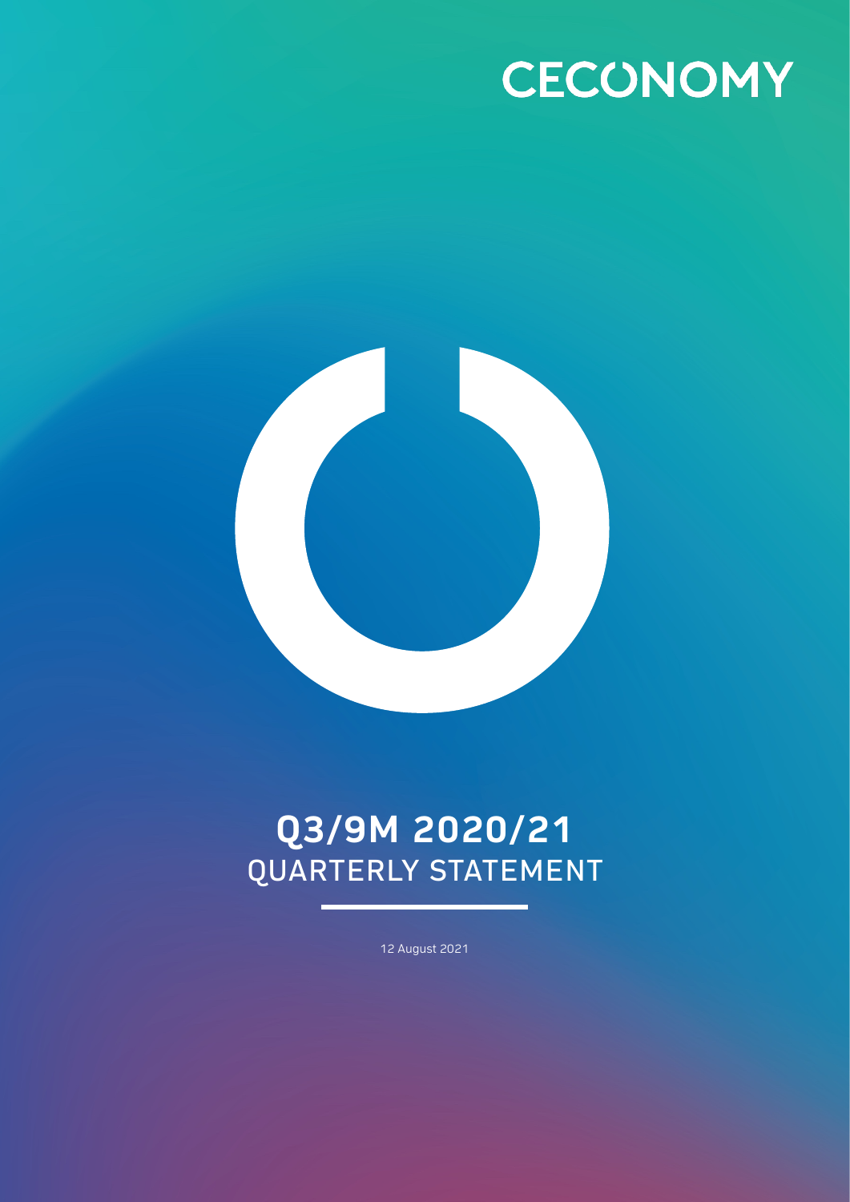# CECONOMY

# Q3/9M 2020/21

## QUARTERLY STATEMENT

12 August 2021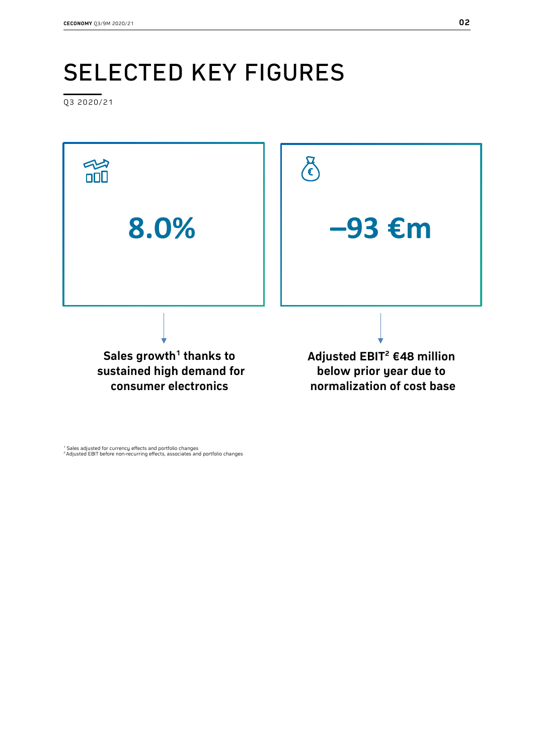# SELECTED KEY FIGURES

Q3 2020/21

**8.0%**

**Sales growth[1] thanks to sustained high demand for consumer electronics**

**–93 €m**

**Adjusted EBIT[2] €48 million below prior year due to normalization of cost base**

[1] Sales adjusted for currency effects and portfolio changes
[2] Adjusted EBIT before non-recurring effects, associates and portfolio changes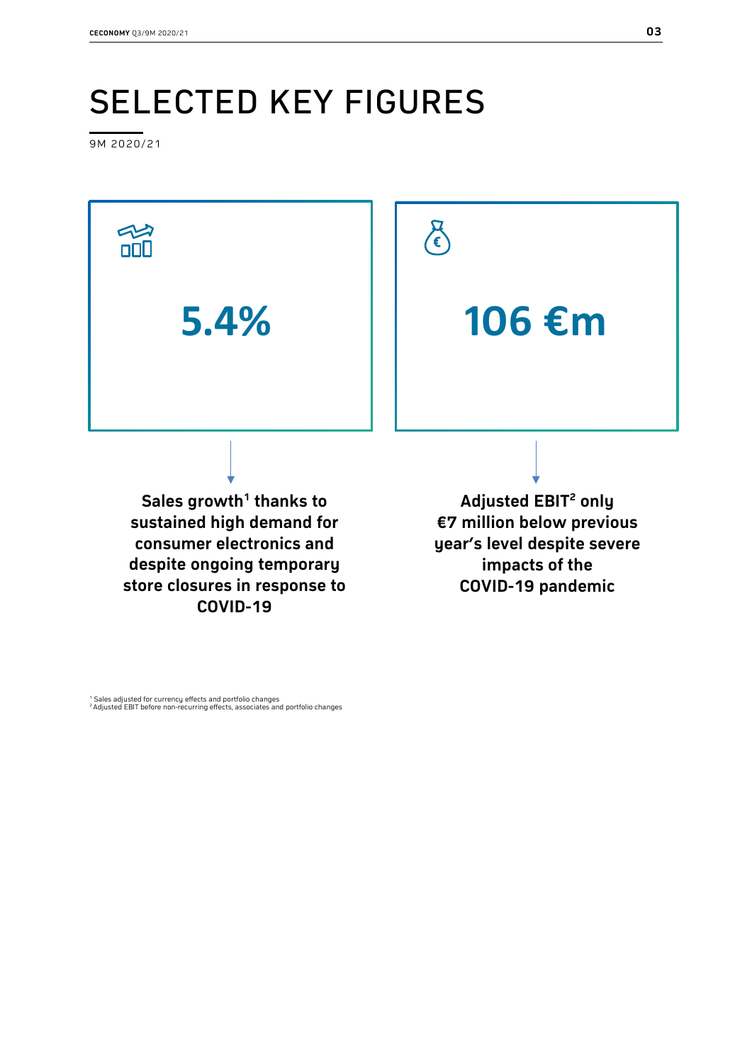# SELECTED KEY FIGURES

9M 2020/21

**5.4%**

**Sales growth[1] thanks to sustained high demand for consumer electronics and despite ongoing temporary store closures in response to COVID-19**

**106 €m**

**Adjusted EBIT[2] only €7 million below previous year's level despite severe impacts of the COVID-19 pandemic**

[1] Sales adjusted for currency effects and portfolio changes
[2] Adjusted EBIT before non-recurring effects, associates and portfolio changes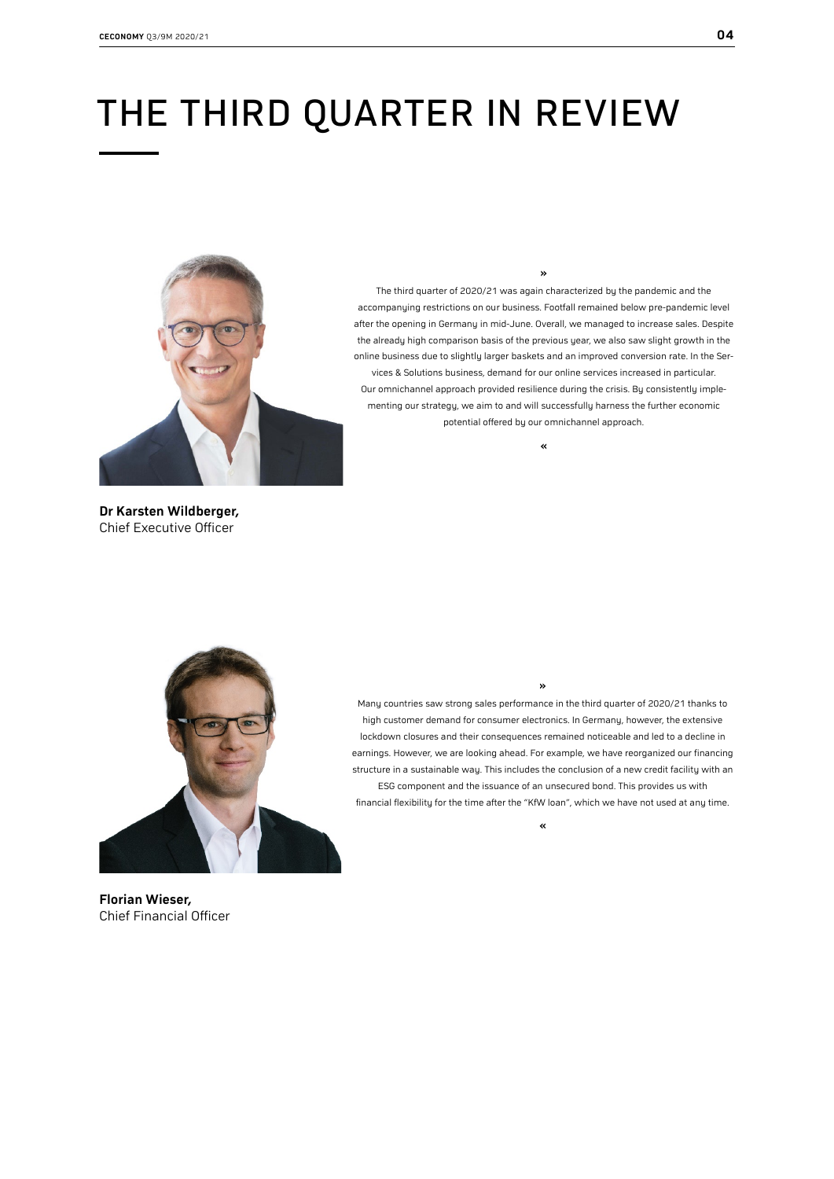# THE THIRD QUARTER IN REVIEW

»

The third quarter of 2020/21 was again characterized by the pandemic and the accompanying restrictions on our business. Footfall remained below pre-pandemic level after the opening in Germany in mid-June. Overall, we managed to increase sales. Despite the already high comparison basis of the previous year, we also saw slight growth in the online business due to slightly larger baskets and an improved conversion rate. In the Services & Solutions business, demand for our online services increased in particular. Our omnichannel approach provided resilience during the crisis. By consistently implementing our strategy, we aim to and will successfully harness the further economic potential offered by our omnichannel approach.

«

**Dr Karsten Wildberger,**
Chief Executive Officer

»

Many countries saw strong sales performance in the third quarter of 2020/21 thanks to high customer demand for consumer electronics. In Germany, however, the extensive lockdown closures and their consequences remained noticeable and led to a decline in earnings. However, we are looking ahead. For example, we have reorganized our financing structure in a sustainable way. This includes the conclusion of a new credit facility with an ESG component and the issuance of an unsecured bond. This provides us with financial flexibility for the time after the "KfW loan", which we have not used at any time.

«

**Florian Wieser,**
Chief Financial Officer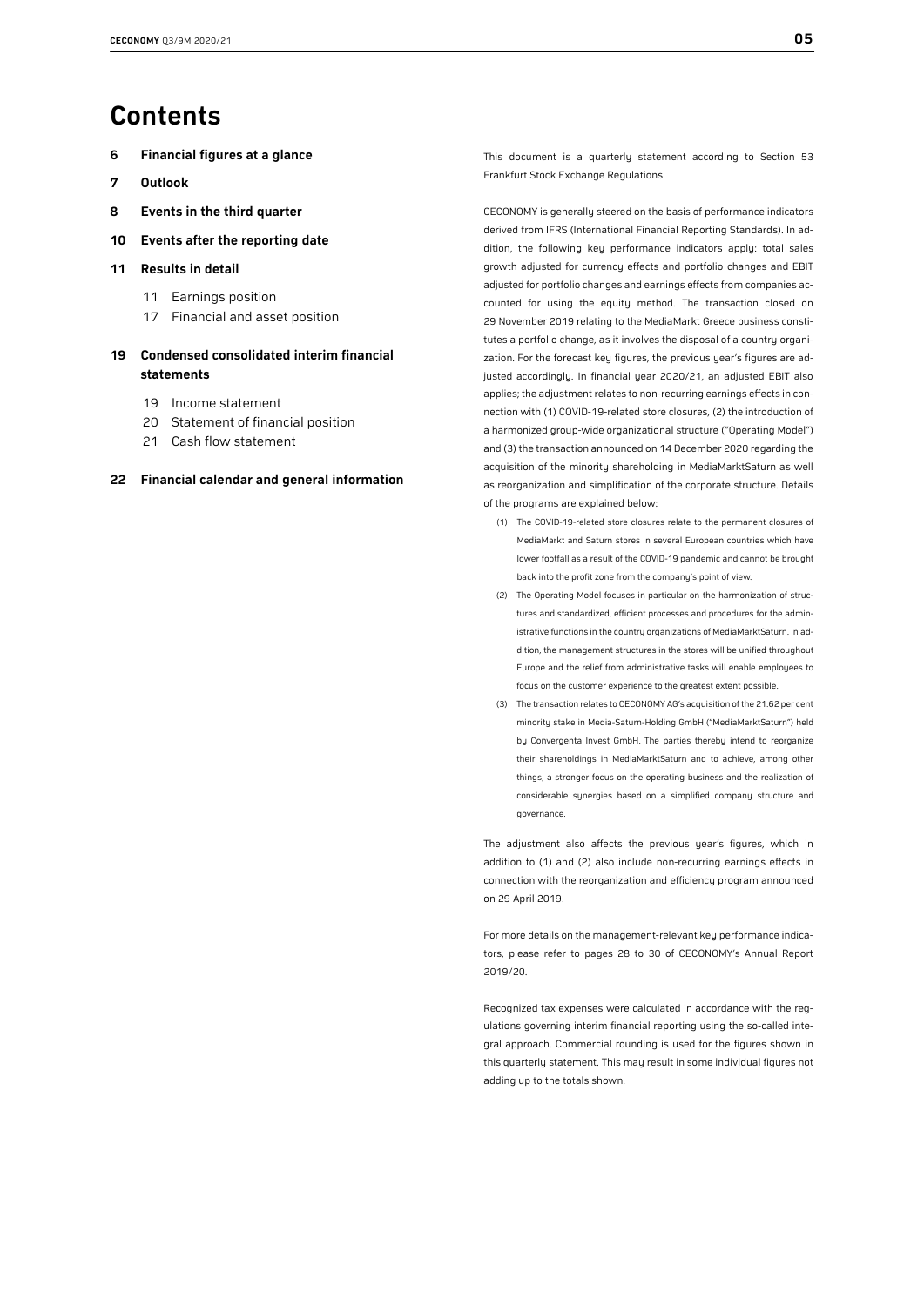# Contents

- **6 Financial figures at a glance**
- **7 Outlook**
- **8 Events in the third quarter**
- **10 Events after the reporting date**
- **11 Results in detail**
  - 11 Earnings position
  - 17 Financial and asset position
- **19 Condensed consolidated interim financial statements**
  - 19 Income statement
  - 20 Statement of financial position
  - 21 Cash flow statement
- **22 Financial calendar and general information**

This document is a quarterly statement according to Section 53 Frankfurt Stock Exchange Regulations.

CECONOMY is generally steered on the basis of performance indicators derived from IFRS (International Financial Reporting Standards). In addition, the following key performance indicators apply: total sales growth adjusted for currency effects and portfolio changes and EBIT adjusted for portfolio changes and earnings effects from companies accounted for using the equity method. The transaction closed on 29 November 2019 relating to the MediaMarkt Greece business constitutes a portfolio change, as it involves the disposal of a country organization. For the forecast key figures, the previous year's figures are adjusted accordingly. In financial year 2020/21, an adjusted EBIT also applies; the adjustment relates to non-recurring earnings effects in connection with (1) COVID-19-related store closures, (2) the introduction of a harmonized group-wide organizational structure ("Operating Model") and (3) the transaction announced on 14 December 2020 regarding the acquisition of the minority shareholding in MediaMarktSaturn as well as reorganization and simplification of the corporate structure. Details of the programs are explained below:

(1) The COVID-19-related store closures relate to the permanent closures of MediaMarkt and Saturn stores in several European countries which have lower footfall as a result of the COVID-19 pandemic and cannot be brought back into the profit zone from the company's point of view.

(2) The Operating Model focuses in particular on the harmonization of structures and standardized, efficient processes and procedures for the administrative functions in the country organizations of MediaMarktSaturn. In addition, the management structures in the stores will be unified throughout Europe and the relief from administrative tasks will enable employees to focus on the customer experience to the greatest extent possible.

(3) The transaction relates to CECONOMY AG's acquisition of the 21.62 per cent minority stake in Media-Saturn-Holding GmbH ("MediaMarktSaturn") held by Convergenta Invest GmbH. The parties thereby intend to reorganize their shareholdings in MediaMarktSaturn and to achieve, among other things, a stronger focus on the operating business and the realization of considerable synergies based on a simplified company structure and governance.

The adjustment also affects the previous year's figures, which in addition to (1) and (2) also include non-recurring earnings effects in connection with the reorganization and efficiency program announced on 29 April 2019.

For more details on the management-relevant key performance indicators, please refer to pages 28 to 30 of CECONOMY's Annual Report 2019/20.

Recognized tax expenses were calculated in accordance with the regulations governing interim financial reporting using the so-called integral approach. Commercial rounding is used for the figures shown in this quarterly statement. This may result in some individual figures not adding up to the totals shown.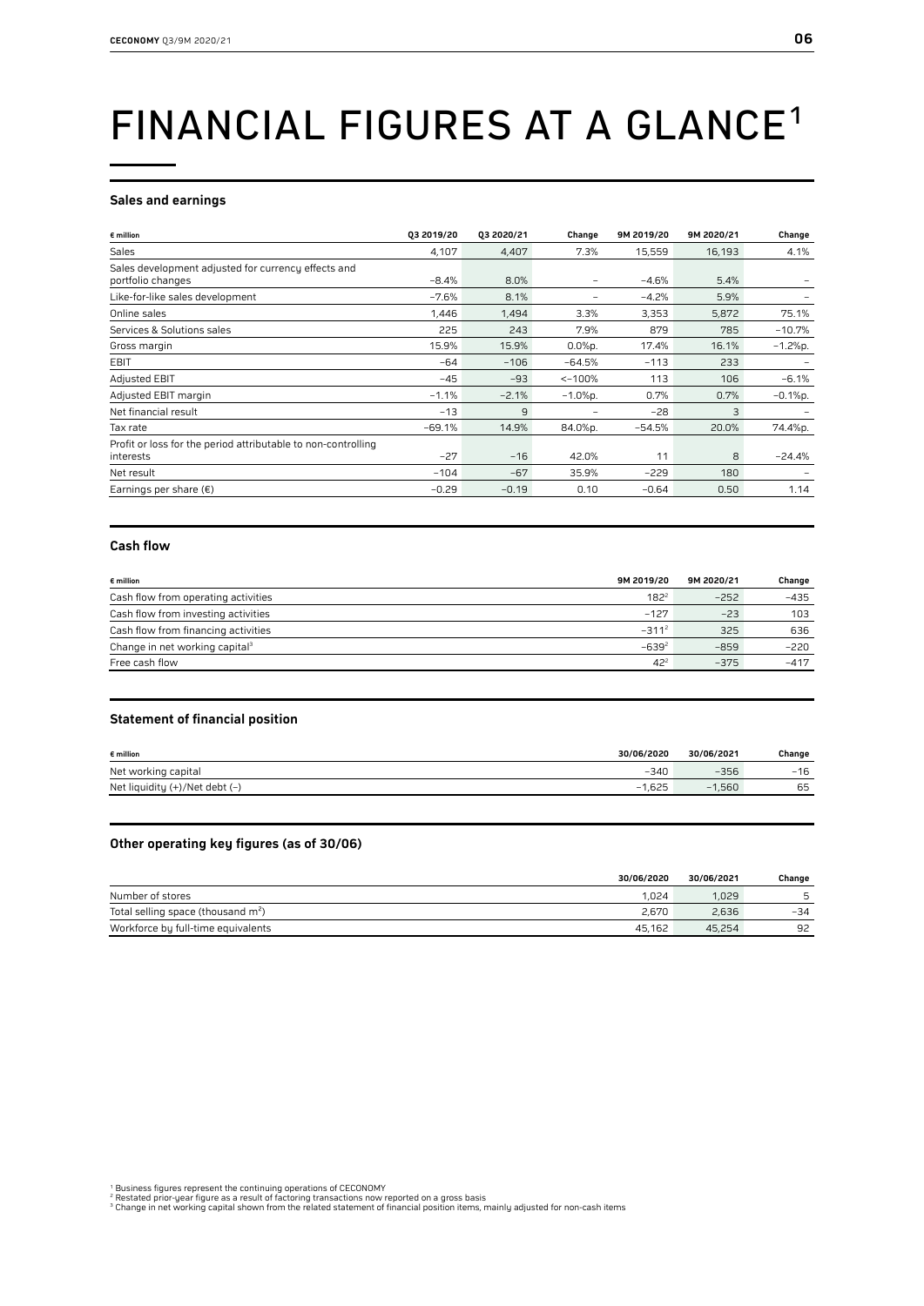# FINANCIAL FIGURES AT A GLANCE[1]

### Sales and earnings

| € million | Q3 2019/20 | Q3 2020/21 | Change | 9M 2019/20 | 9M 2020/21 | Change |
|---|---|---|---|---|---|---|
| Sales | 4,107 | 4,407 | 7.3% | 15,559 | 16,193 | 4.1% |
| Sales development adjusted for currency effects and portfolio changes | −8.4% | 8.0% | – | −4.6% | 5.4% | – |
| Like-for-like sales development | −7.6% | 8.1% | – | −4.2% | 5.9% | – |
| Online sales | 1,446 | 1,494 | 3.3% | 3,353 | 5,872 | 75.1% |
| Services & Solutions sales | 225 | 243 | 7.9% | 879 | 785 | −10.7% |
| Gross margin | 15.9% | 15.9% | 0.0%p. | 17.4% | 16.1% | −1.2%p. |
| EBIT | −64 | −106 | −64.5% | −113 | 233 | – |
| Adjusted EBIT | −45 | −93 | <−100% | 113 | 106 | −6.1% |
| Adjusted EBIT margin | −1.1% | −2.1% | −1.0%p. | 0.7% | 0.7% | −0.1%p. |
| Net financial result | −13 | 9 | – | −28 | 3 | – |
| Tax rate | −69.1% | 14.9% | 84.0%p. | −54.5% | 20.0% | 74.4%p. |
| Profit or loss for the period attributable to non-controlling interests | −27 | −16 | 42.0% | 11 | 8 | −24.4% |
| Net result | −104 | −67 | 35.9% | −229 | 180 | – |
| Earnings per share (€) | −0.29 | −0.19 | 0.10 | −0.64 | 0.50 | 1.14 |

### Cash flow

| € million | 9M 2019/20 | 9M 2020/21 | Change |
|---|---|---|---|
| Cash flow from operating activities | 182[2] | −252 | −435 |
| Cash flow from investing activities | −127 | −23 | 103 |
| Cash flow from financing activities | −311[2] | 325 | 636 |
| Change in net working capital[3] | −639[2] | −859 | −220 |
| Free cash flow | 42[2] | −375 | −417 |

### Statement of financial position

| € million | 30/06/2020 | 30/06/2021 | Change |
|---|---|---|---|
| Net working capital | −340 | −356 | −16 |
| Net liquidity (+)/Net debt (−) | −1,625 | −1,560 | 65 |

### Other operating key figures (as of 30/06)

| | 30/06/2020 | 30/06/2021 | Change |
|---|---|---|---|
| Number of stores | 1,024 | 1,029 | 5 |
| Total selling space (thousand $m^2$) | 2,670 | 2,636 | −34 |
| Workforce by full-time equivalents | 45,162 | 45,254 | 92 |

[1] Business figures represent the continuing operations of CECONOMY
[2] Restated prior-year figure as a result of factoring transactions now reported on a gross basis
[3] Change in net working capital shown from the related statement of financial position items, mainly adjusted for non-cash items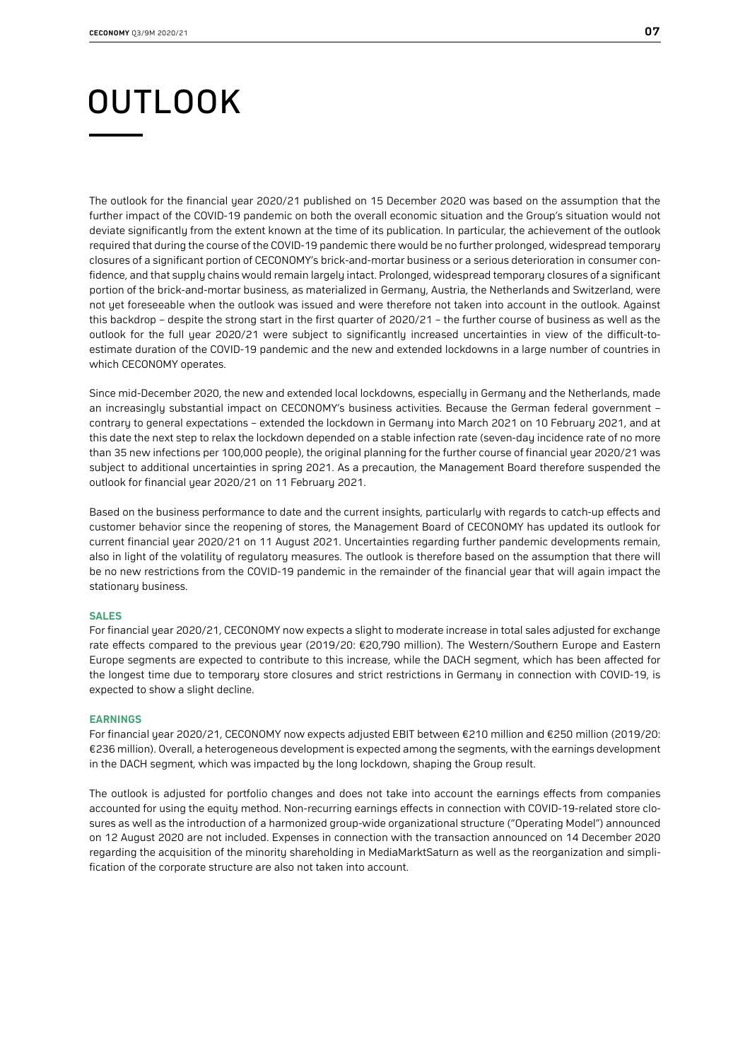# OUTLOOK

The outlook for the financial year 2020/21 published on 15 December 2020 was based on the assumption that the further impact of the COVID-19 pandemic on both the overall economic situation and the Group's situation would not deviate significantly from the extent known at the time of its publication. In particular, the achievement of the outlook required that during the course of the COVID-19 pandemic there would be no further prolonged, widespread temporary closures of a significant portion of CECONOMY's brick-and-mortar business or a serious deterioration in consumer confidence, and that supply chains would remain largely intact. Prolonged, widespread temporary closures of a significant portion of the brick-and-mortar business, as materialized in Germany, Austria, the Netherlands and Switzerland, were not yet foreseeable when the outlook was issued and were therefore not taken into account in the outlook. Against this backdrop – despite the strong start in the first quarter of 2020/21 – the further course of business as well as the outlook for the full year 2020/21 were subject to significantly increased uncertainties in view of the difficult-to-estimate duration of the COVID-19 pandemic and the new and extended lockdowns in a large number of countries in which CECONOMY operates.

Since mid-December 2020, the new and extended local lockdowns, especially in Germany and the Netherlands, made an increasingly substantial impact on CECONOMY's business activities. Because the German federal government – contrary to general expectations – extended the lockdown in Germany into March 2021 on 10 February 2021, and at this date the next step to relax the lockdown depended on a stable infection rate (seven-day incidence rate of no more than 35 new infections per 100,000 people), the original planning for the further course of financial year 2020/21 was subject to additional uncertainties in spring 2021. As a precaution, the Management Board therefore suspended the outlook for financial year 2020/21 on 11 February 2021.

Based on the business performance to date and the current insights, particularly with regards to catch-up effects and customer behavior since the reopening of stores, the Management Board of CECONOMY has updated its outlook for current financial year 2020/21 on 11 August 2021. Uncertainties regarding further pandemic developments remain, also in light of the volatility of regulatory measures. The outlook is therefore based on the assumption that there will be no new restrictions from the COVID-19 pandemic in the remainder of the financial year that will again impact the stationary business.

### SALES

For financial year 2020/21, CECONOMY now expects a slight to moderate increase in total sales adjusted for exchange rate effects compared to the previous year (2019/20: €20,790 million). The Western/Southern Europe and Eastern Europe segments are expected to contribute to this increase, while the DACH segment, which has been affected for the longest time due to temporary store closures and strict restrictions in Germany in connection with COVID-19, is expected to show a slight decline.

### EARNINGS

For financial year 2020/21, CECONOMY now expects adjusted EBIT between €210 million and €250 million (2019/20: €236 million). Overall, a heterogeneous development is expected among the segments, with the earnings development in the DACH segment, which was impacted by the long lockdown, shaping the Group result.

The outlook is adjusted for portfolio changes and does not take into account the earnings effects from companies accounted for using the equity method. Non-recurring earnings effects in connection with COVID-19-related store closures as well as the introduction of a harmonized group-wide organizational structure ("Operating Model") announced on 12 August 2020 are not included. Expenses in connection with the transaction announced on 14 December 2020 regarding the acquisition of the minority shareholding in MediaMarktSaturn as well as the reorganization and simplification of the corporate structure are also not taken into account.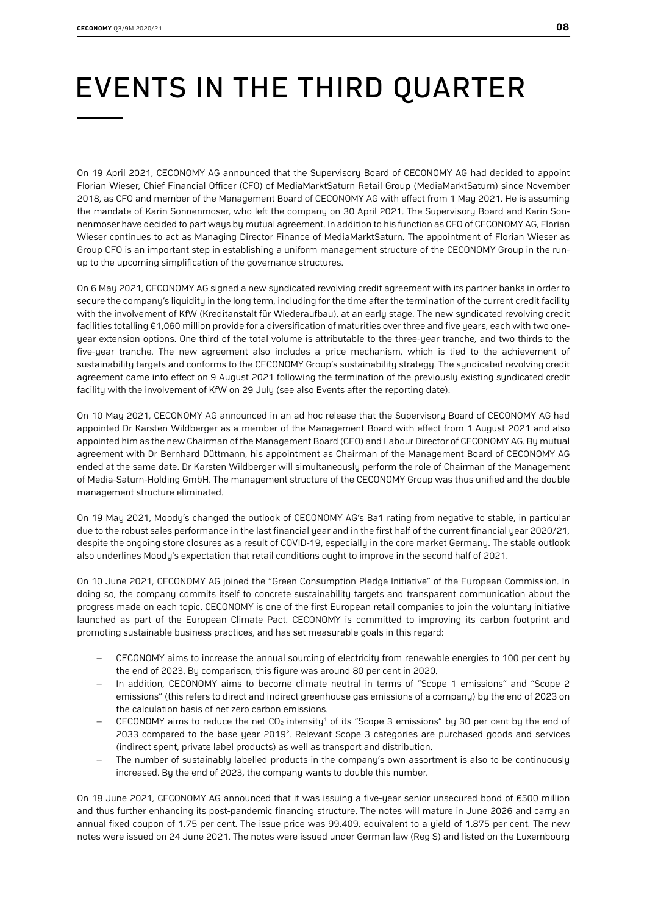# EVENTS IN THE THIRD QUARTER

On 19 April 2021, CECONOMY AG announced that the Supervisory Board of CECONOMY AG had decided to appoint Florian Wieser, Chief Financial Officer (CFO) of MediaMarktSaturn Retail Group (MediaMarktSaturn) since November 2018, as CFO and member of the Management Board of CECONOMY AG with effect from 1 May 2021. He is assuming the mandate of Karin Sonnenmoser, who left the company on 30 April 2021. The Supervisory Board and Karin Sonnenmoser have decided to part ways by mutual agreement. In addition to his function as CFO of CECONOMY AG, Florian Wieser continues to act as Managing Director Finance of MediaMarktSaturn. The appointment of Florian Wieser as Group CFO is an important step in establishing a uniform management structure of the CECONOMY Group in the run-up to the upcoming simplification of the governance structures.

On 6 May 2021, CECONOMY AG signed a new syndicated revolving credit agreement with its partner banks in order to secure the company's liquidity in the long term, including for the time after the termination of the current credit facility with the involvement of KfW (Kreditanstalt für Wiederaufbau), at an early stage. The new syndicated revolving credit facilities totalling €1,060 million provide for a diversification of maturities over three and five years, each with two one-year extension options. One third of the total volume is attributable to the three-year tranche, and two thirds to the five-year tranche. The new agreement also includes a price mechanism, which is tied to the achievement of sustainability targets and conforms to the CECONOMY Group's sustainability strategy. The syndicated revolving credit agreement came into effect on 9 August 2021 following the termination of the previously existing syndicated credit facility with the involvement of KfW on 29 July (see also Events after the reporting date).

On 10 May 2021, CECONOMY AG announced in an ad hoc release that the Supervisory Board of CECONOMY AG had appointed Dr Karsten Wildberger as a member of the Management Board with effect from 1 August 2021 and also appointed him as the new Chairman of the Management Board (CEO) and Labour Director of CECONOMY AG. By mutual agreement with Dr Bernhard Düttmann, his appointment as Chairman of the Management Board of CECONOMY AG ended at the same date. Dr Karsten Wildberger will simultaneously perform the role of Chairman of the Management of Media-Saturn-Holding GmbH. The management structure of the CECONOMY Group was thus unified and the double management structure eliminated.

On 19 May 2021, Moody's changed the outlook of CECONOMY AG's Ba1 rating from negative to stable, in particular due to the robust sales performance in the last financial year and in the first half of the current financial year 2020/21, despite the ongoing store closures as a result of COVID-19, especially in the core market Germany. The stable outlook also underlines Moody's expectation that retail conditions ought to improve in the second half of 2021.

On 10 June 2021, CECONOMY AG joined the "Green Consumption Pledge Initiative" of the European Commission. In doing so, the company commits itself to concrete sustainability targets and transparent communication about the progress made on each topic. CECONOMY is one of the first European retail companies to join the voluntary initiative launched as part of the European Climate Pact. CECONOMY is committed to improving its carbon footprint and promoting sustainable business practices, and has set measurable goals in this regard:

- CECONOMY aims to increase the annual sourcing of electricity from renewable energies to 100 per cent by the end of 2023. By comparison, this figure was around 80 per cent in 2020.
- In addition, CECONOMY aims to become climate neutral in terms of "Scope 1 emissions" and "Scope 2 emissions" (this refers to direct and indirect greenhouse gas emissions of a company) by the end of 2023 on the calculation basis of net zero carbon emissions.
- CECONOMY aims to reduce the net $CO_2$ intensity[1] of its "Scope 3 emissions" by 30 per cent by the end of 2033 compared to the base year 2019[2]. Relevant Scope 3 categories are purchased goods and services (indirect spent, private label products) as well as transport and distribution.
- The number of sustainably labelled products in the company's own assortment is also to be continuously increased. By the end of 2023, the company wants to double this number.

On 18 June 2021, CECONOMY AG announced that it was issuing a five-year senior unsecured bond of €500 million and thus further enhancing its post-pandemic financing structure. The notes will mature in June 2026 and carry an annual fixed coupon of 1.75 per cent. The issue price was 99.409, equivalent to a yield of 1.875 per cent. The new notes were issued on 24 June 2021. The notes were issued under German law (Reg S) and listed on the Luxembourg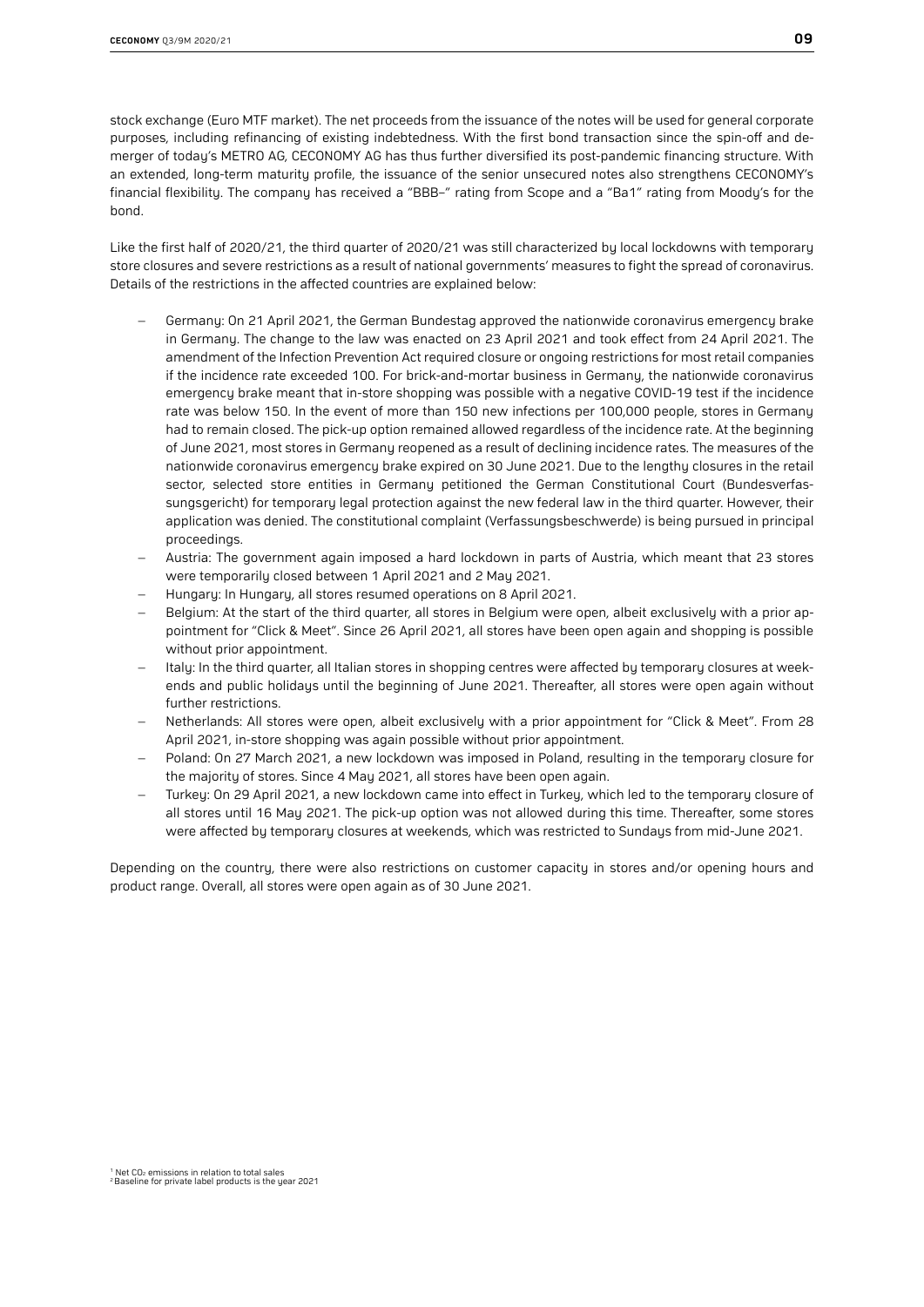stock exchange (Euro MTF market). The net proceeds from the issuance of the notes will be used for general corporate purposes, including refinancing of existing indebtedness. With the first bond transaction since the spin-off and demerger of today's METRO AG, CECONOMY AG has thus further diversified its post-pandemic financing structure. With an extended, long-term maturity profile, the issuance of the senior unsecured notes also strengthens CECONOMY's financial flexibility. The company has received a "BBB–" rating from Scope and a "Ba1" rating from Moody's for the bond.

Like the first half of 2020/21, the third quarter of 2020/21 was still characterized by local lockdowns with temporary store closures and severe restrictions as a result of national governments' measures to fight the spread of coronavirus. Details of the restrictions in the affected countries are explained below:

- Germany: On 21 April 2021, the German Bundestag approved the nationwide coronavirus emergency brake in Germany. The change to the law was enacted on 23 April 2021 and took effect from 24 April 2021. The amendment of the Infection Prevention Act required closure or ongoing restrictions for most retail companies if the incidence rate exceeded 100. For brick-and-mortar business in Germany, the nationwide coronavirus emergency brake meant that in-store shopping was possible with a negative COVID-19 test if the incidence rate was below 150. In the event of more than 150 new infections per 100,000 people, stores in Germany had to remain closed. The pick-up option remained allowed regardless of the incidence rate. At the beginning of June 2021, most stores in Germany reopened as a result of declining incidence rates. The measures of the nationwide coronavirus emergency brake expired on 30 June 2021. Due to the lengthy closures in the retail sector, selected store entities in Germany petitioned the German Constitutional Court (Bundesverfassungsgericht) for temporary legal protection against the new federal law in the third quarter. However, their application was denied. The constitutional complaint (Verfassungsbeschwerde) is being pursued in principal proceedings.
- Austria: The government again imposed a hard lockdown in parts of Austria, which meant that 23 stores were temporarily closed between 1 April 2021 and 2 May 2021.
- Hungary: In Hungary, all stores resumed operations on 8 April 2021.
- Belgium: At the start of the third quarter, all stores in Belgium were open, albeit exclusively with a prior appointment for "Click & Meet". Since 26 April 2021, all stores have been open again and shopping is possible without prior appointment.
- Italy: In the third quarter, all Italian stores in shopping centres were affected by temporary closures at weekends and public holidays until the beginning of June 2021. Thereafter, all stores were open again without further restrictions.
- Netherlands: All stores were open, albeit exclusively with a prior appointment for "Click & Meet". From 28 April 2021, in-store shopping was again possible without prior appointment.
- Poland: On 27 March 2021, a new lockdown was imposed in Poland, resulting in the temporary closure for the majority of stores. Since 4 May 2021, all stores have been open again.
- Turkey: On 29 April 2021, a new lockdown came into effect in Turkey, which led to the temporary closure of all stores until 16 May 2021. The pick-up option was not allowed during this time. Thereafter, some stores were affected by temporary closures at weekends, which was restricted to Sundays from mid-June 2021.

Depending on the country, there were also restrictions on customer capacity in stores and/or opening hours and product range. Overall, all stores were open again as of 30 June 2021.

[1] Net $CO_2$ emissions in relation to total sales
[2] Baseline for private label products is the year 2021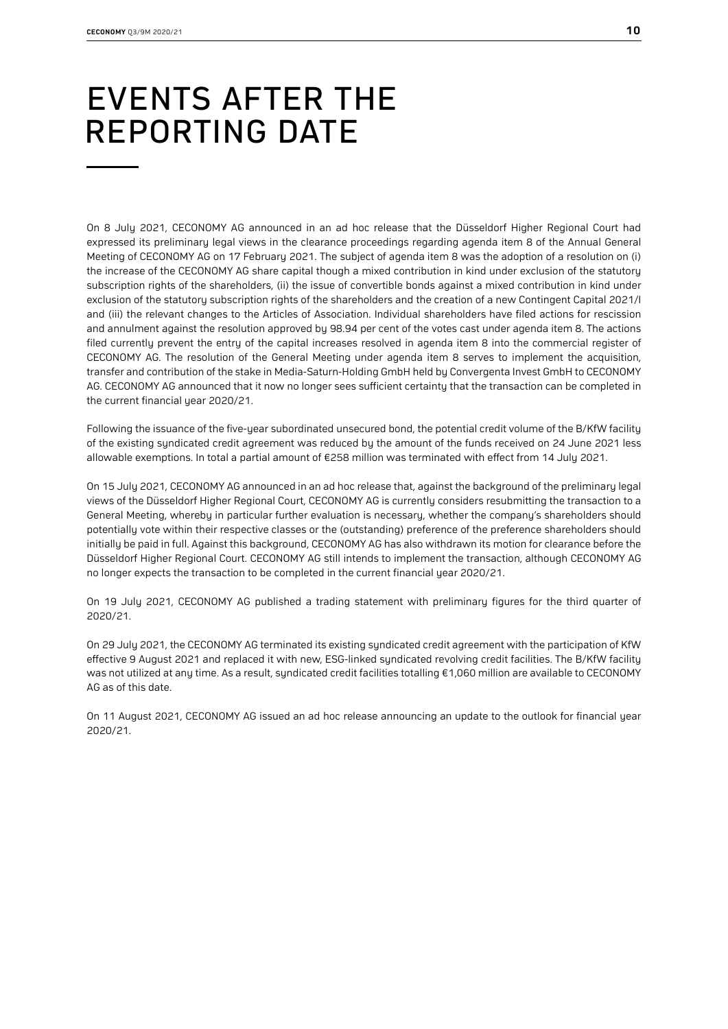# EVENTS AFTER THE REPORTING DATE

On 8 July 2021, CECONOMY AG announced in an ad hoc release that the Düsseldorf Higher Regional Court had expressed its preliminary legal views in the clearance proceedings regarding agenda item 8 of the Annual General Meeting of CECONOMY AG on 17 February 2021. The subject of agenda item 8 was the adoption of a resolution on (i) the increase of the CECONOMY AG share capital though a mixed contribution in kind under exclusion of the statutory subscription rights of the shareholders, (ii) the issue of convertible bonds against a mixed contribution in kind under exclusion of the statutory subscription rights of the shareholders and the creation of a new Contingent Capital 2021/I and (iii) the relevant changes to the Articles of Association. Individual shareholders have filed actions for rescission and annulment against the resolution approved by 98.94 per cent of the votes cast under agenda item 8. The actions filed currently prevent the entry of the capital increases resolved in agenda item 8 into the commercial register of CECONOMY AG. The resolution of the General Meeting under agenda item 8 serves to implement the acquisition, transfer and contribution of the stake in Media-Saturn-Holding GmbH held by Convergenta Invest GmbH to CECONOMY AG. CECONOMY AG announced that it now no longer sees sufficient certainty that the transaction can be completed in the current financial year 2020/21.

Following the issuance of the five-year subordinated unsecured bond, the potential credit volume of the B/KfW facility of the existing syndicated credit agreement was reduced by the amount of the funds received on 24 June 2021 less allowable exemptions. In total a partial amount of €258 million was terminated with effect from 14 July 2021.

On 15 July 2021, CECONOMY AG announced in an ad hoc release that, against the background of the preliminary legal views of the Düsseldorf Higher Regional Court, CECONOMY AG is currently considers resubmitting the transaction to a General Meeting, whereby in particular further evaluation is necessary, whether the company's shareholders should potentially vote within their respective classes or the (outstanding) preference of the preference shareholders should initially be paid in full. Against this background, CECONOMY AG has also withdrawn its motion for clearance before the Düsseldorf Higher Regional Court. CECONOMY AG still intends to implement the transaction, although CECONOMY AG no longer expects the transaction to be completed in the current financial year 2020/21.

On 19 July 2021, CECONOMY AG published a trading statement with preliminary figures for the third quarter of 2020/21.

On 29 July 2021, the CECONOMY AG terminated its existing syndicated credit agreement with the participation of KfW effective 9 August 2021 and replaced it with new, ESG-linked syndicated revolving credit facilities. The B/KfW facility was not utilized at any time. As a result, syndicated credit facilities totalling €1,060 million are available to CECONOMY AG as of this date.

On 11 August 2021, CECONOMY AG issued an ad hoc release announcing an update to the outlook for financial year 2020/21.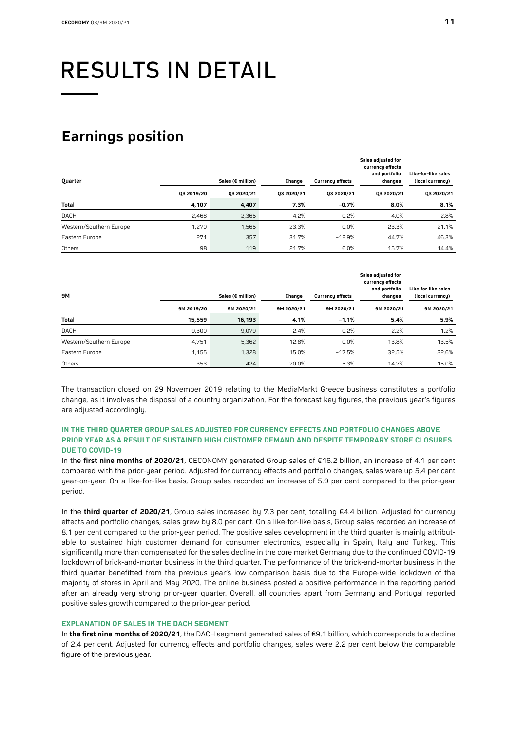# RESULTS IN DETAIL

## Earnings position

| Quarter | Sales (€ million) | | Change | Currency effects | Sales adjusted for currency effects and portfolio changes | Like-for-like sales (local currency) |
|---|---|---|---|---|---|---|
| | Q3 2019/20 | Q3 2020/21 | Q3 2020/21 | Q3 2020/21 | Q3 2020/21 | Q3 2020/21 |
| **Total** | **4,107** | **4,407** | **7.3%** | **−0.7%** | **8.0%** | **8.1%** |
| DACH | 2,468 | 2,365 | −4.2% | −0.2% | −4.0% | −2.8% |
| Western/Southern Europe | 1,270 | 1,565 | 23.3% | 0.0% | 23.3% | 21.1% |
| Eastern Europe | 271 | 357 | 31.7% | −12.9% | 44.7% | 46.3% |
| Others | 98 | 119 | 21.7% | 6.0% | 15.7% | 14.4% |

| 9M | Sales (€ million) | | Change | Currency effects | Sales adjusted for currency effects and portfolio changes | Like-for-like sales (local currency) |
|---|---|---|---|---|---|---|
| | 9M 2019/20 | 9M 2020/21 | 9M 2020/21 | 9M 2020/21 | 9M 2020/21 | 9M 2020/21 |
| **Total** | **15,559** | **16,193** | **4.1%** | **−1.1%** | **5.4%** | **5.9%** |
| DACH | 9,300 | 9,079 | −2.4% | −0.2% | −2.2% | −1.2% |
| Western/Southern Europe | 4,751 | 5,362 | 12.8% | 0.0% | 13.8% | 13.5% |
| Eastern Europe | 1,155 | 1,328 | 15.0% | −17.5% | 32.5% | 32.6% |
| Others | 353 | 424 | 20.0% | 5.3% | 14.7% | 15.0% |

The transaction closed on 29 November 2019 relating to the MediaMarkt Greece business constitutes a portfolio change, as it involves the disposal of a country organization. For the forecast key figures, the previous year's figures are adjusted accordingly.

#### IN THE THIRD QUARTER GROUP SALES ADJUSTED FOR CURRENCY EFFECTS AND PORTFOLIO CHANGES ABOVE PRIOR YEAR AS A RESULT OF SUSTAINED HIGH CUSTOMER DEMAND AND DESPITE TEMPORARY STORE CLOSURES DUE TO COVID-19

In the **first nine months of 2020/21**, CECONOMY generated Group sales of €16.2 billion, an increase of 4.1 per cent compared with the prior-year period. Adjusted for currency effects and portfolio changes, sales were up 5.4 per cent year-on-year. On a like-for-like basis, Group sales recorded an increase of 5.9 per cent compared to the prior-year period.

In the **third quarter of 2020/21**, Group sales increased by 7.3 per cent, totalling €4.4 billion. Adjusted for currency effects and portfolio changes, sales grew by 8.0 per cent. On a like-for-like basis, Group sales recorded an increase of 8.1 per cent compared to the prior-year period. The positive sales development in the third quarter is mainly attributable to sustained high customer demand for consumer electronics, especially in Spain, Italy and Turkey. This significantly more than compensated for the sales decline in the core market Germany due to the continued COVID-19 lockdown of brick-and-mortar business in the third quarter. The performance of the brick-and-mortar business in the third quarter benefitted from the previous year's low comparison basis due to the Europe-wide lockdown of the majority of stores in April and May 2020. The online business posted a positive performance in the reporting period after an already very strong prior-year quarter. Overall, all countries apart from Germany and Portugal reported positive sales growth compared to the prior-year period.

#### EXPLANATION OF SALES IN THE DACH SEGMENT

In **the first nine months of 2020/21**, the DACH segment generated sales of €9.1 billion, which corresponds to a decline of 2.4 per cent. Adjusted for currency effects and portfolio changes, sales were 2.2 per cent below the comparable figure of the previous year.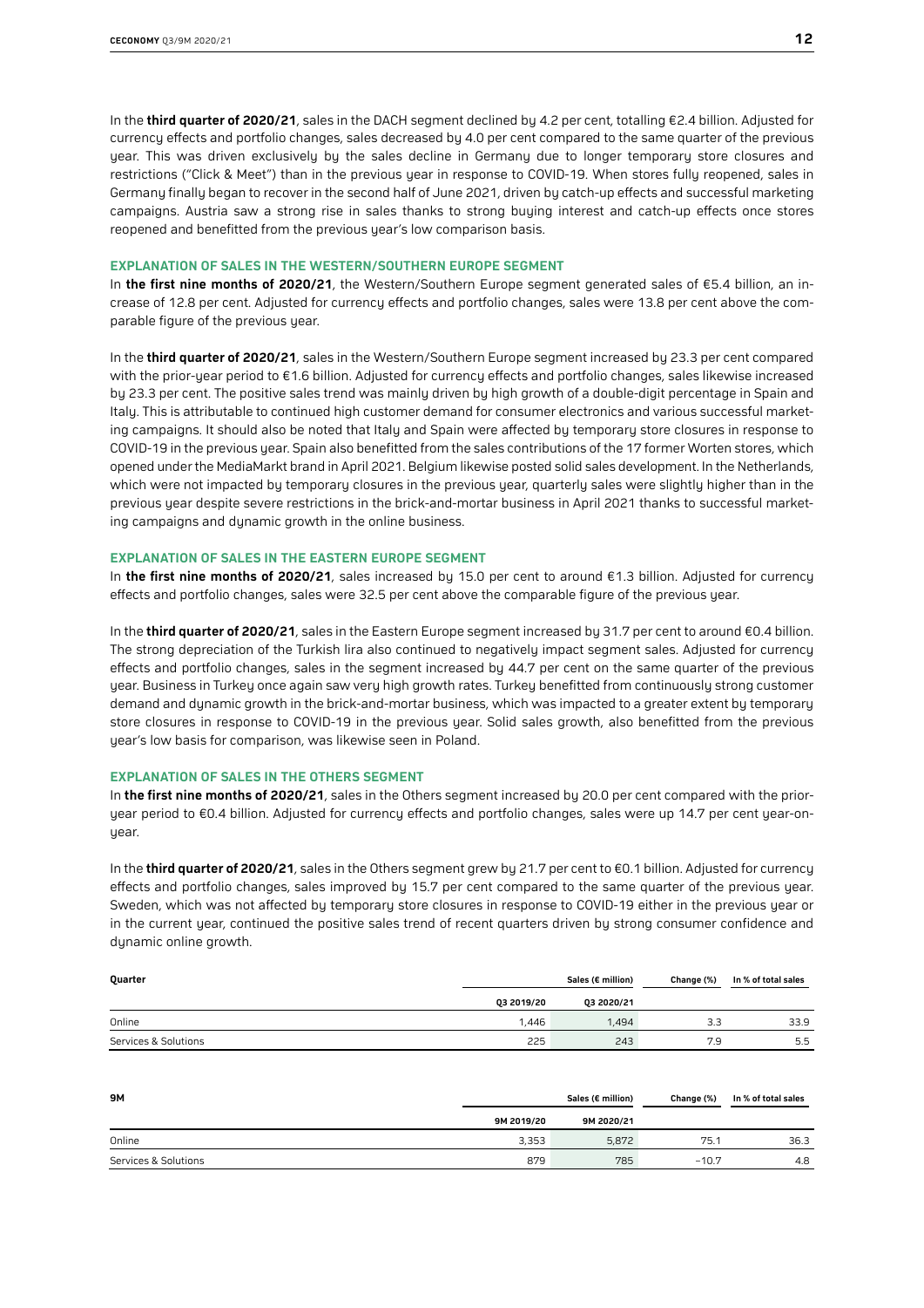In the **third quarter of 2020/21**, sales in the DACH segment declined by 4.2 per cent, totalling €2.4 billion. Adjusted for currency effects and portfolio changes, sales decreased by 4.0 per cent compared to the same quarter of the previous year. This was driven exclusively by the sales decline in Germany due to longer temporary store closures and restrictions ("Click & Meet") than in the previous year in response to COVID-19. When stores fully reopened, sales in Germany finally began to recover in the second half of June 2021, driven by catch-up effects and successful marketing campaigns. Austria saw a strong rise in sales thanks to strong buying interest and catch-up effects once stores reopened and benefitted from the previous year's low comparison basis.

### EXPLANATION OF SALES IN THE WESTERN/SOUTHERN EUROPE SEGMENT

In **the first nine months of 2020/21**, the Western/Southern Europe segment generated sales of €5.4 billion, an increase of 12.8 per cent. Adjusted for currency effects and portfolio changes, sales were 13.8 per cent above the comparable figure of the previous year.

In the **third quarter of 2020/21**, sales in the Western/Southern Europe segment increased by 23.3 per cent compared with the prior-year period to €1.6 billion. Adjusted for currency effects and portfolio changes, sales likewise increased by 23.3 per cent. The positive sales trend was mainly driven by high growth of a double-digit percentage in Spain and Italy. This is attributable to continued high customer demand for consumer electronics and various successful marketing campaigns. It should also be noted that Italy and Spain were affected by temporary store closures in response to COVID-19 in the previous year. Spain also benefitted from the sales contributions of the 17 former Worten stores, which opened under the MediaMarkt brand in April 2021. Belgium likewise posted solid sales development. In the Netherlands, which were not impacted by temporary closures in the previous year, quarterly sales were slightly higher than in the previous year despite severe restrictions in the brick-and-mortar business in April 2021 thanks to successful marketing campaigns and dynamic growth in the online business.

### EXPLANATION OF SALES IN THE EASTERN EUROPE SEGMENT

In **the first nine months of 2020/21**, sales increased by 15.0 per cent to around €1.3 billion. Adjusted for currency effects and portfolio changes, sales were 32.5 per cent above the comparable figure of the previous year.

In the **third quarter of 2020/21**, sales in the Eastern Europe segment increased by 31.7 per cent to around €0.4 billion. The strong depreciation of the Turkish lira also continued to negatively impact segment sales. Adjusted for currency effects and portfolio changes, sales in the segment increased by 44.7 per cent on the same quarter of the previous year. Business in Turkey once again saw very high growth rates. Turkey benefitted from continuously strong customer demand and dynamic growth in the brick-and-mortar business, which was impacted to a greater extent by temporary store closures in response to COVID-19 in the previous year. Solid sales growth, also benefitted from the previous year's low basis for comparison, was likewise seen in Poland.

### EXPLANATION OF SALES IN THE OTHERS SEGMENT

In **the first nine months of 2020/21**, sales in the Others segment increased by 20.0 per cent compared with the prior-year period to €0.4 billion. Adjusted for currency effects and portfolio changes, sales were up 14.7 per cent year-on-year.

In the **third quarter of 2020/21**, sales in the Others segment grew by 21.7 per cent to €0.1 billion. Adjusted for currency effects and portfolio changes, sales improved by 15.7 per cent compared to the same quarter of the previous year. Sweden, which was not affected by temporary store closures in response to COVID-19 either in the previous year or in the current year, continued the positive sales trend of recent quarters driven by strong consumer confidence and dynamic online growth.

| Quarter | Sales (€ million) | | Change (%) | In % of total sales |
|---|---|---|---|---|
| | Q3 2019/20 | Q3 2020/21 | | |
| Online | 1,446 | 1,494 | 3.3 | 33.9 |
| Services & Solutions | 225 | 243 | 7.9 | 5.5 |

| 9M | Sales (€ million) | | Change (%) | In % of total sales |
|---|---|---|---|---|
| | 9M 2019/20 | 9M 2020/21 | | |
| Online | 3,353 | 5,872 | 75.1 | 36.3 |
| Services & Solutions | 879 | 785 | −10.7 | 4.8 |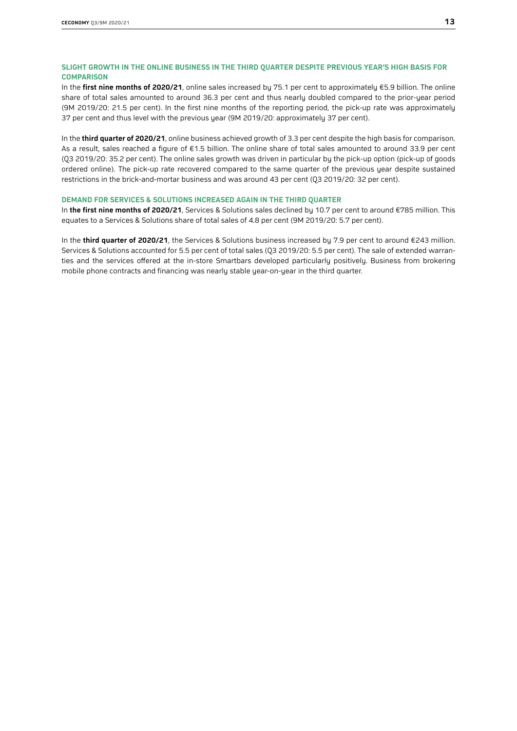## SLIGHT GROWTH IN THE ONLINE BUSINESS IN THE THIRD QUARTER DESPITE PREVIOUS YEAR'S HIGH BASIS FOR COMPARISON

In the **first nine months of 2020/21**, online sales increased by 75.1 per cent to approximately €5.9 billion. The online share of total sales amounted to around 36.3 per cent and thus nearly doubled compared to the prior-year period (9M 2019/20: 21.5 per cent). In the first nine months of the reporting period, the pick-up rate was approximately 37 per cent and thus level with the previous year (9M 2019/20: approximately 37 per cent).

In the **third quarter of 2020/21**, online business achieved growth of 3.3 per cent despite the high basis for comparison. As a result, sales reached a figure of €1.5 billion. The online share of total sales amounted to around 33.9 per cent (Q3 2019/20: 35.2 per cent). The online sales growth was driven in particular by the pick-up option (pick-up of goods ordered online). The pick-up rate recovered compared to the same quarter of the previous year despite sustained restrictions in the brick-and-mortar business and was around 43 per cent (Q3 2019/20: 32 per cent).

## DEMAND FOR SERVICES & SOLUTIONS INCREASED AGAIN IN THE THIRD QUARTER

In **the first nine months of 2020/21**, Services & Solutions sales declined by 10.7 per cent to around €785 million. This equates to a Services & Solutions share of total sales of 4.8 per cent (9M 2019/20: 5.7 per cent).

In the **third quarter of 2020/21**, the Services & Solutions business increased by 7.9 per cent to around €243 million. Services & Solutions accounted for 5.5 per cent of total sales (Q3 2019/20: 5.5 per cent). The sale of extended warranties and the services offered at the in-store Smartbars developed particularly positively. Business from brokering mobile phone contracts and financing was nearly stable year-on-year in the third quarter.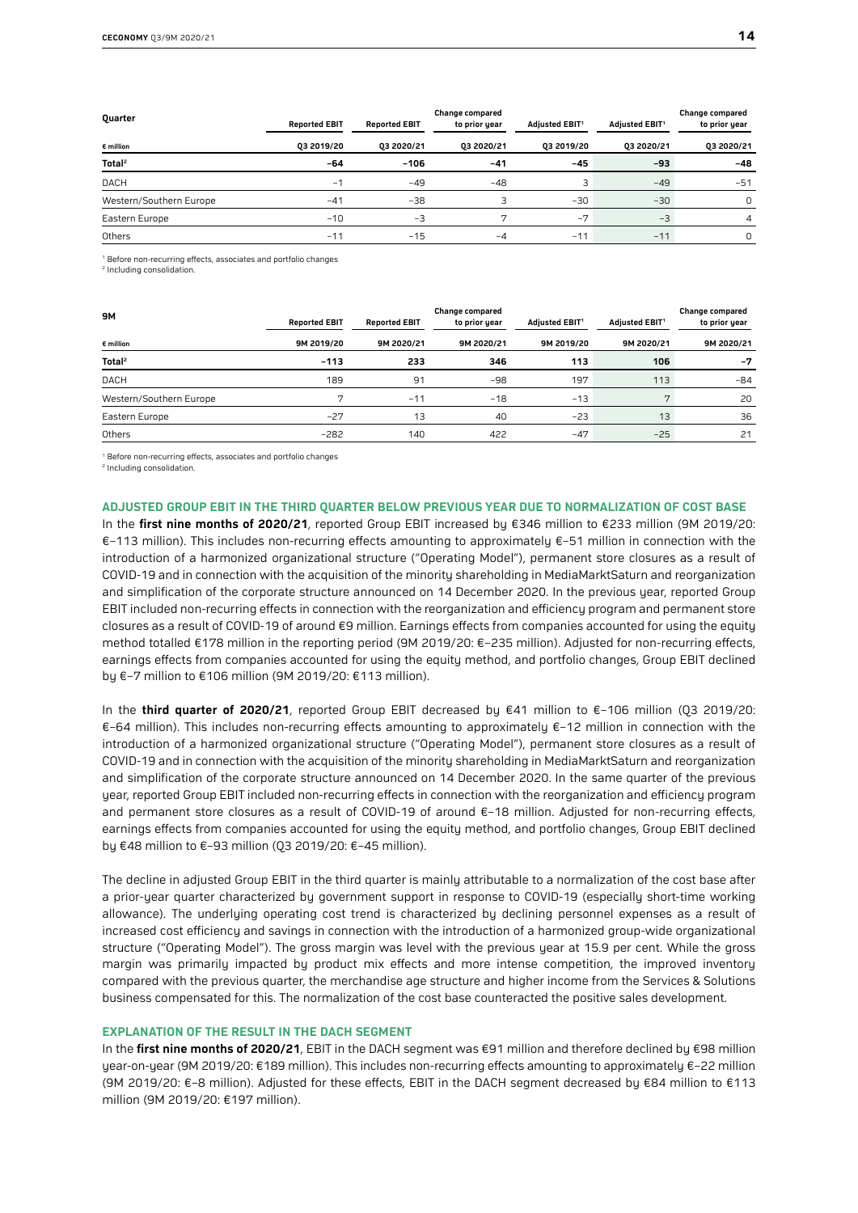| Quarter | Reported EBIT | Reported EBIT | Change compared to prior year | Adjusted EBIT[1] | Adjusted EBIT[1] | Change compared to prior year |
|---|---|---|---|---|---|---|
| € million | Q3 2019/20 | Q3 2020/21 | Q3 2020/21 | Q3 2019/20 | Q3 2020/21 | Q3 2020/21 |
| **Total[2]** | **−64** | **−106** | **−41** | **−45** | **−93** | **−48** |
| DACH | −1 | −49 | −48 | 3 | −49 | −51 |
| Western/Southern Europe | −41 | −38 | 3 | −30 | −30 | 0 |
| Eastern Europe | −10 | −3 | 7 | −7 | −3 | 4 |
| Others | −11 | −15 | −4 | −11 | −11 | 0 |

[1] Before non-recurring effects, associates and portfolio changes
[2] Including consolidation.

| 9M | Reported EBIT | Reported EBIT | Change compared to prior year | Adjusted EBIT[1] | Adjusted EBIT[1] | Change compared to prior year |
|---|---|---|---|---|---|---|
| € million | 9M 2019/20 | 9M 2020/21 | 9M 2020/21 | 9M 2019/20 | 9M 2020/21 | 9M 2020/21 |
| **Total[2]** | **−113** | **233** | **346** | **113** | **106** | **−7** |
| DACH | 189 | 91 | −98 | 197 | 113 | −84 |
| Western/Southern Europe | 7 | −11 | −18 | −13 | 7 | 20 |
| Eastern Europe | −27 | 13 | 40 | −23 | 13 | 36 |
| Others | −282 | 140 | 422 | −47 | −25 | 21 |

[1] Before non-recurring effects, associates and portfolio changes
[2] Including consolidation.

### ADJUSTED GROUP EBIT IN THE THIRD QUARTER BELOW PREVIOUS YEAR DUE TO NORMALIZATION OF COST BASE

In the **first nine months of 2020/21**, reported Group EBIT increased by €346 million to €233 million (9M 2019/20: €−113 million). This includes non-recurring effects amounting to approximately €−51 million in connection with the introduction of a harmonized organizational structure ("Operating Model"), permanent store closures as a result of COVID-19 and in connection with the acquisition of the minority shareholding in MediaMarktSaturn and reorganization and simplification of the corporate structure announced on 14 December 2020. In the previous year, reported Group EBIT included non-recurring effects in connection with the reorganization and efficiency program and permanent store closures as a result of COVID-19 of around €9 million. Earnings effects from companies accounted for using the equity method totalled €178 million in the reporting period (9M 2019/20: €−235 million). Adjusted for non-recurring effects, earnings effects from companies accounted for using the equity method, and portfolio changes, Group EBIT declined by €−7 million to €106 million (9M 2019/20: €113 million).

In the **third quarter of 2020/21**, reported Group EBIT decreased by €41 million to €−106 million (Q3 2019/20: €−64 million). This includes non-recurring effects amounting to approximately €−12 million in connection with the introduction of a harmonized organizational structure ("Operating Model"), permanent store closures as a result of COVID-19 and in connection with the acquisition of the minority shareholding in MediaMarktSaturn and reorganization and simplification of the corporate structure announced on 14 December 2020. In the same quarter of the previous year, reported Group EBIT included non-recurring effects in connection with the reorganization and efficiency program and permanent store closures as a result of COVID-19 of around €−18 million. Adjusted for non-recurring effects, earnings effects from companies accounted for using the equity method, and portfolio changes, Group EBIT declined by €48 million to €−93 million (Q3 2019/20: €−45 million).

The decline in adjusted Group EBIT in the third quarter is mainly attributable to a normalization of the cost base after a prior-year quarter characterized by government support in response to COVID-19 (especially short-time working allowance). The underlying operating cost trend is characterized by declining personnel expenses as a result of increased cost efficiency and savings in connection with the introduction of a harmonized group-wide organizational structure ("Operating Model"). The gross margin was level with the previous year at 15.9 per cent. While the gross margin was primarily impacted by product mix effects and more intense competition, the improved inventory compared with the previous quarter, the merchandise age structure and higher income from the Services & Solutions business compensated for this. The normalization of the cost base counteracted the positive sales development.

### EXPLANATION OF THE RESULT IN THE DACH SEGMENT

In the **first nine months of 2020/21**, EBIT in the DACH segment was €91 million and therefore declined by €98 million year-on-year (9M 2019/20: €189 million). This includes non-recurring effects amounting to approximately €−22 million (9M 2019/20: €−8 million). Adjusted for these effects, EBIT in the DACH segment decreased by €84 million to €113 million (9M 2019/20: €197 million).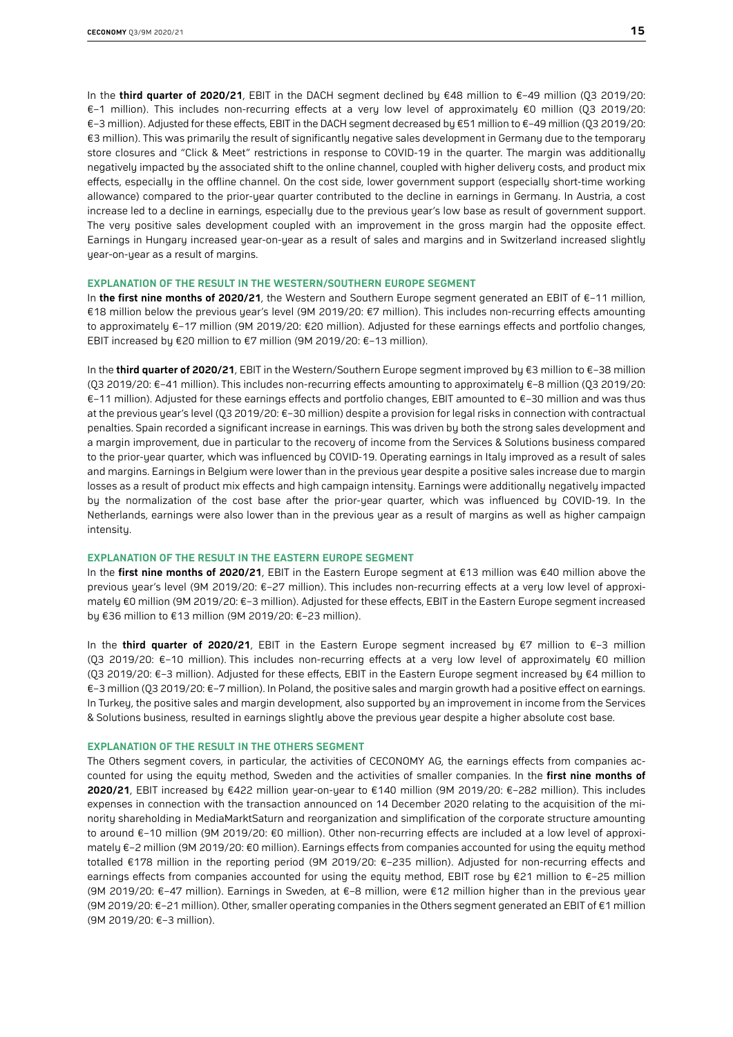In the **third quarter of 2020/21**, EBIT in the DACH segment declined by €48 million to €–49 million (Q3 2019/20: €–1 million). This includes non-recurring effects at a very low level of approximately €0 million (Q3 2019/20: €–3 million). Adjusted for these effects, EBIT in the DACH segment decreased by €51 million to €–49 million (Q3 2019/20: €3 million). This was primarily the result of significantly negative sales development in Germany due to the temporary store closures and "Click & Meet" restrictions in response to COVID-19 in the quarter. The margin was additionally negatively impacted by the associated shift to the online channel, coupled with higher delivery costs, and product mix effects, especially in the offline channel. On the cost side, lower government support (especially short-time working allowance) compared to the prior-year quarter contributed to the decline in earnings in Germany. In Austria, a cost increase led to a decline in earnings, especially due to the previous year's low base as result of government support. The very positive sales development coupled with an improvement in the gross margin had the opposite effect. Earnings in Hungary increased year-on-year as a result of sales and margins and in Switzerland increased slightly year-on-year as a result of margins.

#### EXPLANATION OF THE RESULT IN THE WESTERN/SOUTHERN EUROPE SEGMENT

In **the first nine months of 2020/21**, the Western and Southern Europe segment generated an EBIT of €–11 million, €18 million below the previous year's level (9M 2019/20: €7 million). This includes non-recurring effects amounting to approximately €–17 million (9M 2019/20: €20 million). Adjusted for these earnings effects and portfolio changes, EBIT increased by €20 million to €7 million (9M 2019/20: €–13 million).

In the **third quarter of 2020/21**, EBIT in the Western/Southern Europe segment improved by €3 million to €–38 million (Q3 2019/20: €–41 million). This includes non-recurring effects amounting to approximately €–8 million (Q3 2019/20: €–11 million). Adjusted for these earnings effects and portfolio changes, EBIT amounted to €–30 million and was thus at the previous year's level (Q3 2019/20: €–30 million) despite a provision for legal risks in connection with contractual penalties. Spain recorded a significant increase in earnings. This was driven by both the strong sales development and a margin improvement, due in particular to the recovery of income from the Services & Solutions business compared to the prior-year quarter, which was influenced by COVID-19. Operating earnings in Italy improved as a result of sales and margins. Earnings in Belgium were lower than in the previous year despite a positive sales increase due to margin losses as a result of product mix effects and high campaign intensity. Earnings were additionally negatively impacted by the normalization of the cost base after the prior-year quarter, which was influenced by COVID-19. In the Netherlands, earnings were also lower than in the previous year as a result of margins as well as higher campaign intensity.

#### EXPLANATION OF THE RESULT IN THE EASTERN EUROPE SEGMENT

In the **first nine months of 2020/21**, EBIT in the Eastern Europe segment at €13 million was €40 million above the previous year's level (9M 2019/20: €–27 million). This includes non-recurring effects at a very low level of approximately €0 million (9M 2019/20: €–3 million). Adjusted for these effects, EBIT in the Eastern Europe segment increased by €36 million to €13 million (9M 2019/20: €–23 million).

In the **third quarter of 2020/21**, EBIT in the Eastern Europe segment increased by €7 million to €–3 million (Q3 2019/20: €–10 million). This includes non-recurring effects at a very low level of approximately €0 million (Q3 2019/20: €–3 million). Adjusted for these effects, EBIT in the Eastern Europe segment increased by €4 million to €–3 million (Q3 2019/20: €–7 million). In Poland, the positive sales and margin growth had a positive effect on earnings. In Turkey, the positive sales and margin development, also supported by an improvement in income from the Services & Solutions business, resulted in earnings slightly above the previous year despite a higher absolute cost base.

#### EXPLANATION OF THE RESULT IN THE OTHERS SEGMENT

The Others segment covers, in particular, the activities of CECONOMY AG, the earnings effects from companies accounted for using the equity method, Sweden and the activities of smaller companies. In the **first nine months of 2020/21**, EBIT increased by €422 million year-on-year to €140 million (9M 2019/20: €–282 million). This includes expenses in connection with the transaction announced on 14 December 2020 relating to the acquisition of the minority shareholding in MediaMarktSaturn and reorganization and simplification of the corporate structure amounting to around €–10 million (9M 2019/20: €0 million). Other non-recurring effects are included at a low level of approximately €–2 million (9M 2019/20: €0 million). Earnings effects from companies accounted for using the equity method totalled €178 million in the reporting period (9M 2019/20: €–235 million). Adjusted for non-recurring effects and earnings effects from companies accounted for using the equity method, EBIT rose by €21 million to €–25 million (9M 2019/20: €–47 million). Earnings in Sweden, at €–8 million, were €12 million higher than in the previous year (9M 2019/20: €–21 million). Other, smaller operating companies in the Others segment generated an EBIT of €1 million (9M 2019/20: €–3 million).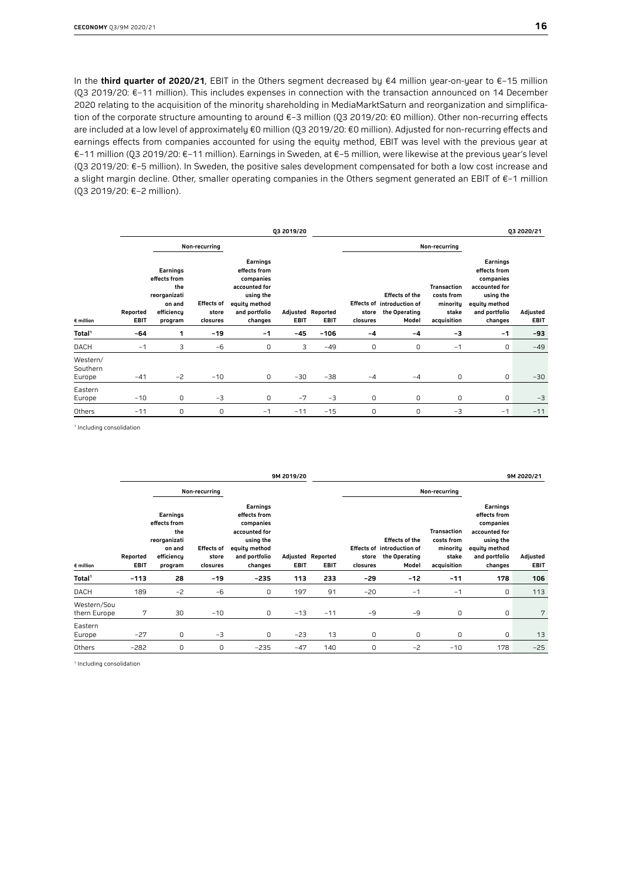In the **third quarter of 2020/21**, EBIT in the Others segment decreased by €4 million year-on-year to €−15 million (Q3 2019/20: €−11 million). This includes expenses in connection with the transaction announced on 14 December 2020 relating to the acquisition of the minority shareholding in MediaMarktSaturn and reorganization and simplification of the corporate structure amounting to around €−3 million (Q3 2019/20: €0 million). Other non-recurring effects are included at a low level of approximately €0 million (Q3 2019/20: €0 million). Adjusted for non-recurring effects and earnings effects from companies accounted for using the equity method, EBIT was level with the previous year at €−11 million (Q3 2019/20: €−11 million). Earnings in Sweden, at €−5 million, were likewise at the previous year's level (Q3 2019/20: €−5 million). In Sweden, the positive sales development compensated for both a low cost increase and a slight margin decline. Other, smaller operating companies in the Others segment generated an EBIT of €−1 million (Q3 2019/20: €−2 million).

| | Q3 2019/20 | | | | | Q3 2020/21 | | | | | |
|---|---|---|---|---|---|---|---|---|---|---|---|
| | | Non-recurring | | | | | Non-recurring | | | | |
| € million | Reported EBIT | Earnings effects from the reorganization and efficiency program | Effects of store closures | Earnings effects from companies accounted for using the equity method and portfolio changes | Adjusted EBIT | Reported EBIT | Effects of store closures | Effects of the introduction of the Operating Model | Transaction costs from minority stake acquisition | Earnings effects from companies accounted for using the equity method and portfolio changes | Adjusted EBIT |
| **Total[1]** | **−64** | **1** | **−19** | **−1** | **−45** | **−106** | **−4** | **−4** | **−3** | **−1** | **−93** |
| DACH | −1 | 3 | −6 | 0 | 3 | −49 | 0 | 0 | −1 | 0 | −49 |
| Western/Southern Europe | −41 | −2 | −10 | 0 | −30 | −38 | −4 | −4 | 0 | 0 | −30 |
| Eastern Europe | −10 | 0 | −3 | 0 | −7 | −3 | 0 | 0 | 0 | 0 | −3 |
| Others | −11 | 0 | 0 | −1 | −11 | −15 | 0 | 0 | −3 | −1 | −11 |

[1] Including consolidation

| | 9M 2019/20 | | | | | 9M 2020/21 | | | | | |
|---|---|---|---|---|---|---|---|---|---|---|---|
| | | Non-recurring | | | | | Non-recurring | | | | |
| € million | Reported EBIT | Earnings effects from the reorganization and efficiency program | Effects of store closures | Earnings effects from companies accounted for using the equity method and portfolio changes | Adjusted EBIT | Reported EBIT | Effects of store closures | Effects of the introduction of the Operating Model | Transaction costs from minority stake acquisition | Earnings effects from companies accounted for using the equity method and portfolio changes | Adjusted EBIT |
| **Total[1]** | **−113** | **28** | **−19** | **−235** | **113** | **233** | **−29** | **−12** | **−11** | **178** | **106** |
| DACH | 189 | −2 | −6 | 0 | 197 | 91 | −20 | −1 | −1 | 0 | 113 |
| Western/Southern Europe | 7 | 30 | −10 | 0 | −13 | −11 | −9 | −9 | 0 | 0 | 7 |
| Eastern Europe | −27 | 0 | −3 | 0 | −23 | 13 | 0 | 0 | 0 | 0 | 13 |
| Others | −282 | 0 | 0 | −235 | −47 | 140 | 0 | −2 | −10 | 178 | −25 |

[1] Including consolidation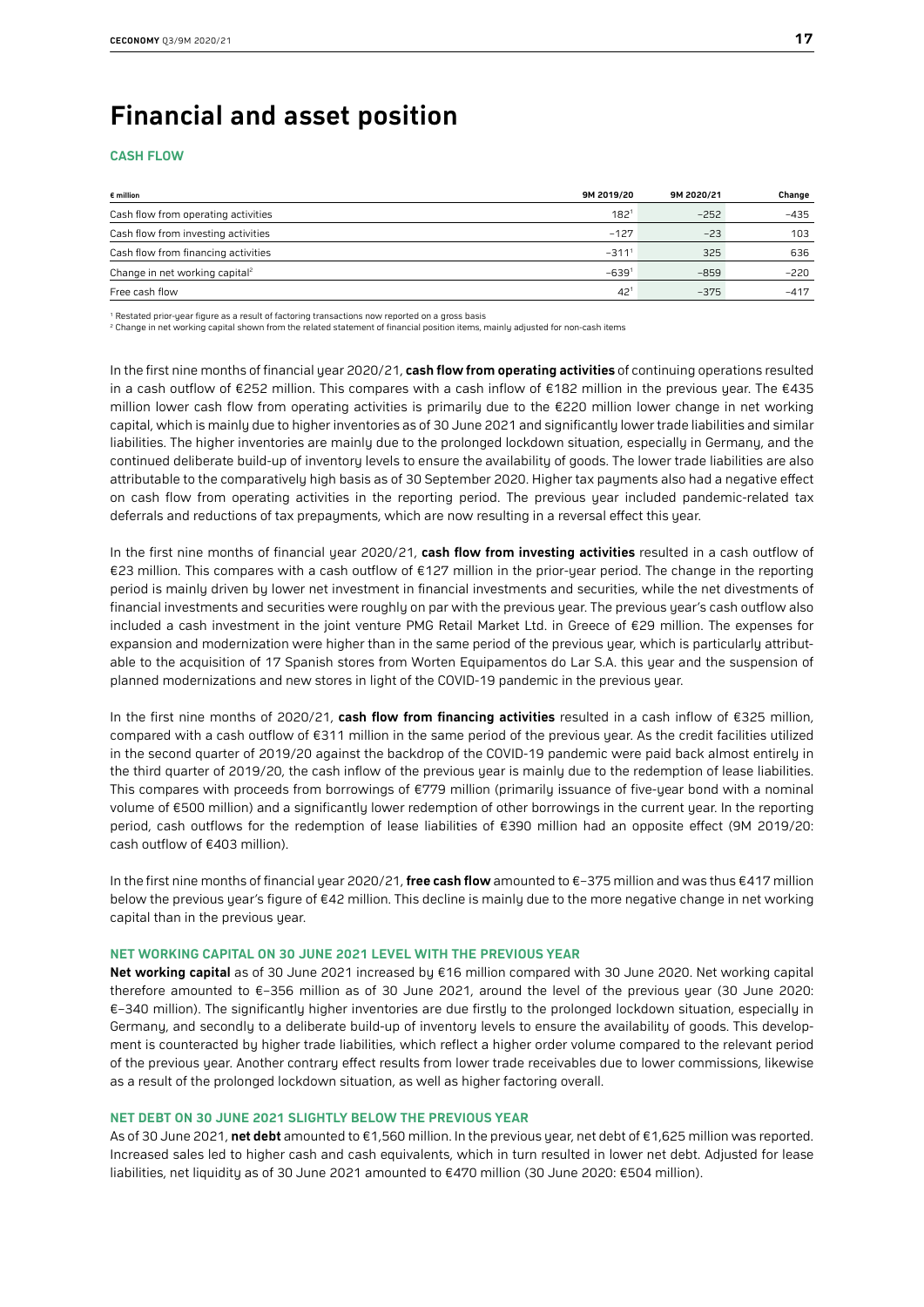# Financial and asset position

### CASH FLOW

| € million | 9M 2019/20 | 9M 2020/21 | Change |
|---|---|---|---|
| Cash flow from operating activities | 182[1] | −252 | −435 |
| Cash flow from investing activities | −127 | −23 | 103 |
| Cash flow from financing activities | −311[1] | 325 | 636 |
| Change in net working capital[2] | −639[1] | −859 | −220 |
| Free cash flow | 42[1] | −375 | −417 |

[1] Restated prior-year figure as a result of factoring transactions now reported on a gross basis

[2] Change in net working capital shown from the related statement of financial position items, mainly adjusted for non-cash items

In the first nine months of financial year 2020/21, **cash flow from operating activities** of continuing operations resulted in a cash outflow of €252 million. This compares with a cash inflow of €182 million in the previous year. The €435 million lower cash flow from operating activities is primarily due to the €220 million lower change in net working capital, which is mainly due to higher inventories as of 30 June 2021 and significantly lower trade liabilities and similar liabilities. The higher inventories are mainly due to the prolonged lockdown situation, especially in Germany, and the continued deliberate build-up of inventory levels to ensure the availability of goods. The lower trade liabilities are also attributable to the comparatively high basis as of 30 September 2020. Higher tax payments also had a negative effect on cash flow from operating activities in the reporting period. The previous year included pandemic-related tax deferrals and reductions of tax prepayments, which are now resulting in a reversal effect this year.

In the first nine months of financial year 2020/21, **cash flow from investing activities** resulted in a cash outflow of €23 million. This compares with a cash outflow of €127 million in the prior-year period. The change in the reporting period is mainly driven by lower net investment in financial investments and securities, while the net divestments of financial investments and securities were roughly on par with the previous year. The previous year's cash outflow also included a cash investment in the joint venture PMG Retail Market Ltd. in Greece of €29 million. The expenses for expansion and modernization were higher than in the same period of the previous year, which is particularly attributable to the acquisition of 17 Spanish stores from Worten Equipamentos do Lar S.A. this year and the suspension of planned modernizations and new stores in light of the COVID-19 pandemic in the previous year.

In the first nine months of 2020/21, **cash flow from financing activities** resulted in a cash inflow of €325 million, compared with a cash outflow of €311 million in the same period of the previous year. As the credit facilities utilized in the second quarter of 2019/20 against the backdrop of the COVID-19 pandemic were paid back almost entirely in the third quarter of 2019/20, the cash inflow of the previous year is mainly due to the redemption of lease liabilities. This compares with proceeds from borrowings of €779 million (primarily issuance of five-year bond with a nominal volume of €500 million) and a significantly lower redemption of other borrowings in the current year. In the reporting period, cash outflows for the redemption of lease liabilities of €390 million had an opposite effect (9M 2019/20: cash outflow of €403 million).

In the first nine months of financial year 2020/21, **free cash flow** amounted to €−375 million and was thus €417 million below the previous year's figure of €42 million. This decline is mainly due to the more negative change in net working capital than in the previous year.

### NET WORKING CAPITAL ON 30 JUNE 2021 LEVEL WITH THE PREVIOUS YEAR

**Net working capital** as of 30 June 2021 increased by €16 million compared with 30 June 2020. Net working capital therefore amounted to €−356 million as of 30 June 2021, around the level of the previous year (30 June 2020: €−340 million). The significantly higher inventories are due firstly to the prolonged lockdown situation, especially in Germany, and secondly to a deliberate build-up of inventory levels to ensure the availability of goods. This development is counteracted by higher trade liabilities, which reflect a higher order volume compared to the relevant period of the previous year. Another contrary effect results from lower trade receivables due to lower commissions, likewise as a result of the prolonged lockdown situation, as well as higher factoring overall.

### NET DEBT ON 30 JUNE 2021 SLIGHTLY BELOW THE PREVIOUS YEAR

As of 30 June 2021, **net debt** amounted to €1,560 million. In the previous year, net debt of €1,625 million was reported. Increased sales led to higher cash and cash equivalents, which in turn resulted in lower net debt. Adjusted for lease liabilities, net liquidity as of 30 June 2021 amounted to €470 million (30 June 2020: €504 million).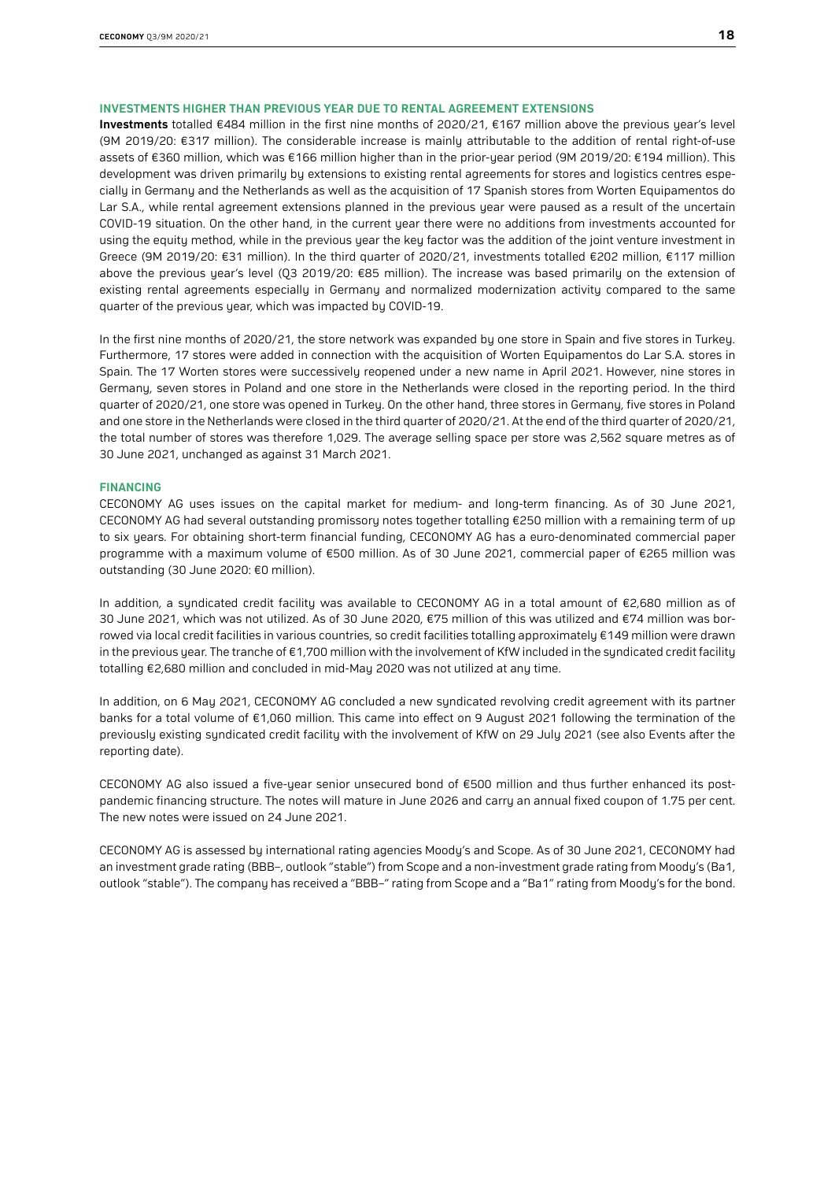## INVESTMENTS HIGHER THAN PREVIOUS YEAR DUE TO RENTAL AGREEMENT EXTENSIONS

**Investments** totalled €484 million in the first nine months of 2020/21, €167 million above the previous year's level (9M 2019/20: €317 million). The considerable increase is mainly attributable to the addition of rental right-of-use assets of €360 million, which was €166 million higher than in the prior-year period (9M 2019/20: €194 million). This development was driven primarily by extensions to existing rental agreements for stores and logistics centres especially in Germany and the Netherlands as well as the acquisition of 17 Spanish stores from Worten Equipamentos do Lar S.A., while rental agreement extensions planned in the previous year were paused as a result of the uncertain COVID-19 situation. On the other hand, in the current year there were no additions from investments accounted for using the equity method, while in the previous year the key factor was the addition of the joint venture investment in Greece (9M 2019/20: €31 million). In the third quarter of 2020/21, investments totalled €202 million, €117 million above the previous year's level (Q3 2019/20: €85 million). The increase was based primarily on the extension of existing rental agreements especially in Germany and normalized modernization activity compared to the same quarter of the previous year, which was impacted by COVID-19.

In the first nine months of 2020/21, the store network was expanded by one store in Spain and five stores in Turkey. Furthermore, 17 stores were added in connection with the acquisition of Worten Equipamentos do Lar S.A. stores in Spain. The 17 Worten stores were successively reopened under a new name in April 2021. However, nine stores in Germany, seven stores in Poland and one store in the Netherlands were closed in the reporting period. In the third quarter of 2020/21, one store was opened in Turkey. On the other hand, three stores in Germany, five stores in Poland and one store in the Netherlands were closed in the third quarter of 2020/21. At the end of the third quarter of 2020/21, the total number of stores was therefore 1,029. The average selling space per store was 2,562 square metres as of 30 June 2021, unchanged as against 31 March 2021.

## FINANCING

CECONOMY AG uses issues on the capital market for medium- and long-term financing. As of 30 June 2021, CECONOMY AG had several outstanding promissory notes together totalling €250 million with a remaining term of up to six years. For obtaining short-term financial funding, CECONOMY AG has a euro-denominated commercial paper programme with a maximum volume of €500 million. As of 30 June 2021, commercial paper of €265 million was outstanding (30 June 2020: €0 million).

In addition, a syndicated credit facility was available to CECONOMY AG in a total amount of €2,680 million as of 30 June 2021, which was not utilized. As of 30 June 2020, €75 million of this was utilized and €74 million was borrowed via local credit facilities in various countries, so credit facilities totalling approximately €149 million were drawn in the previous year. The tranche of €1,700 million with the involvement of KfW included in the syndicated credit facility totalling €2,680 million and concluded in mid-May 2020 was not utilized at any time.

In addition, on 6 May 2021, CECONOMY AG concluded a new syndicated revolving credit agreement with its partner banks for a total volume of €1,060 million. This came into effect on 9 August 2021 following the termination of the previously existing syndicated credit facility with the involvement of KfW on 29 July 2021 (see also Events after the reporting date).

CECONOMY AG also issued a five-year senior unsecured bond of €500 million and thus further enhanced its post-pandemic financing structure. The notes will mature in June 2026 and carry an annual fixed coupon of 1.75 per cent. The new notes were issued on 24 June 2021.

CECONOMY AG is assessed by international rating agencies Moody's and Scope. As of 30 June 2021, CECONOMY had an investment grade rating (BBB–, outlook "stable") from Scope and a non-investment grade rating from Moody's (Ba1, outlook "stable"). The company has received a "BBB–" rating from Scope and a "Ba1" rating from Moody's for the bond.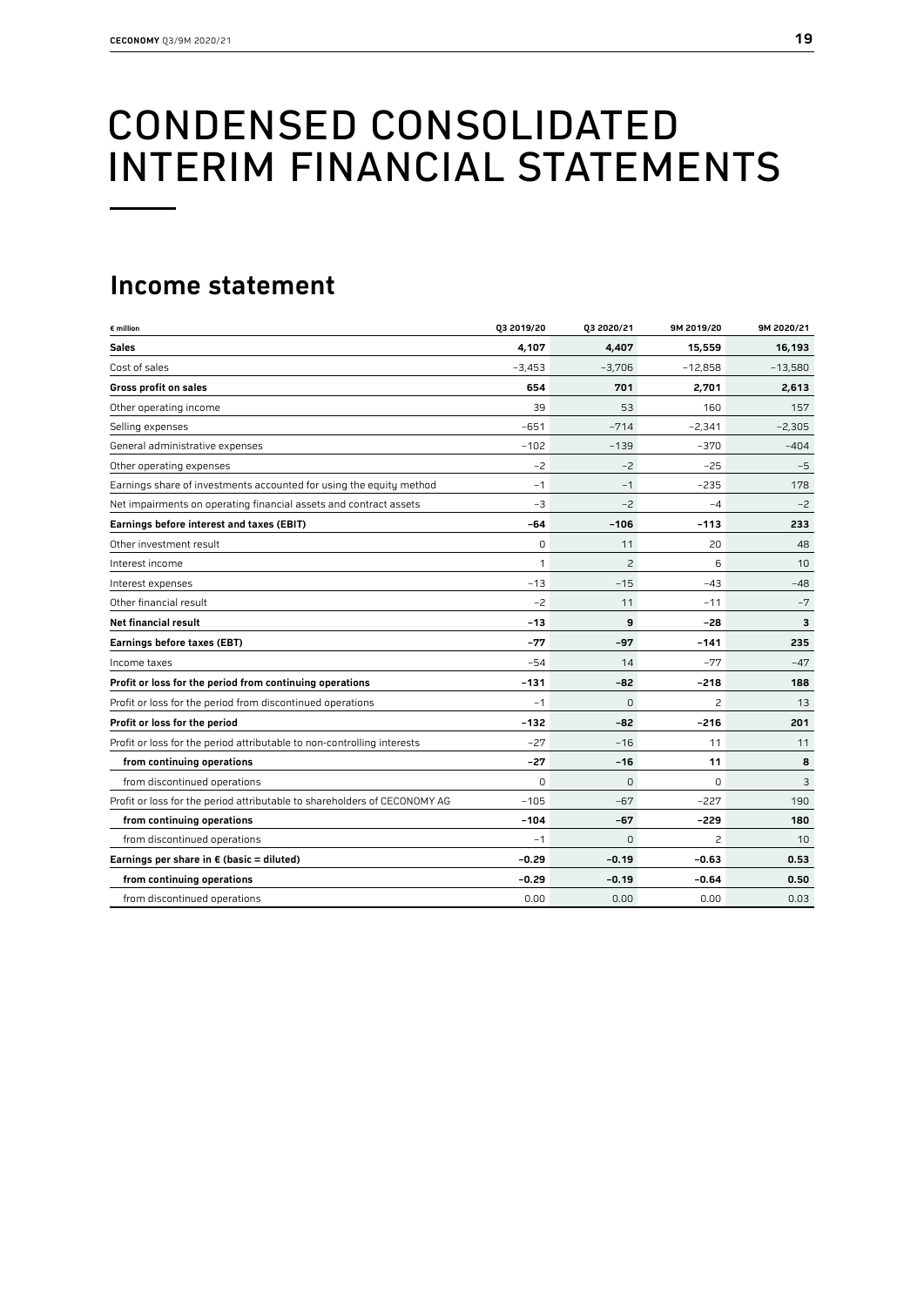# CONDENSED CONSOLIDATED INTERIM FINANCIAL STATEMENTS

## Income statement

| € million | Q3 2019/20 | Q3 2020/21 | 9M 2019/20 | 9M 2020/21 |
|---|---|---|---|---|
| **Sales** | **4,107** | **4,407** | **15,559** | **16,193** |
| Cost of sales | −3,453 | −3,706 | −12,858 | −13,580 |
| **Gross profit on sales** | **654** | **701** | **2,701** | **2,613** |
| Other operating income | 39 | 53 | 160 | 157 |
| Selling expenses | −651 | −714 | −2,341 | −2,305 |
| General administrative expenses | −102 | −139 | −370 | −404 |
| Other operating expenses | −2 | −2 | −25 | −5 |
| Earnings share of investments accounted for using the equity method | −1 | −1 | −235 | 178 |
| Net impairments on operating financial assets and contract assets | −3 | −2 | −4 | −2 |
| **Earnings before interest and taxes (EBIT)** | **−64** | **−106** | **−113** | **233** |
| Other investment result | 0 | 11 | 20 | 48 |
| Interest income | 1 | 2 | 6 | 10 |
| Interest expenses | −13 | −15 | −43 | −48 |
| Other financial result | −2 | 11 | −11 | −7 |
| **Net financial result** | **−13** | **9** | **−28** | **3** |
| **Earnings before taxes (EBT)** | **−77** | **−97** | **−141** | **235** |
| Income taxes | −54 | 14 | −77 | −47 |
| **Profit or loss for the period from continuing operations** | **−131** | **−82** | **−218** | **188** |
| Profit or loss for the period from discontinued operations | −1 | 0 | 2 | 13 |
| **Profit or loss for the period** | **−132** | **−82** | **−216** | **201** |
| Profit or loss for the period attributable to non-controlling interests | −27 | −16 | 11 | 11 |
| **from continuing operations** | **−27** | **−16** | **11** | **8** |
| from discontinued operations | 0 | 0 | 0 | 3 |
| Profit or loss for the period attributable to shareholders of CECONOMY AG | −105 | −67 | −227 | 190 |
| **from continuing operations** | **−104** | **−67** | **−229** | **180** |
| from discontinued operations | −1 | 0 | 2 | 10 |
| **Earnings per share in € (basic = diluted)** | **−0.29** | **−0.19** | **−0.63** | **0.53** |
| **from continuing operations** | **−0.29** | **−0.19** | **−0.64** | **0.50** |
| from discontinued operations | 0.00 | 0.00 | 0.00 | 0.03 |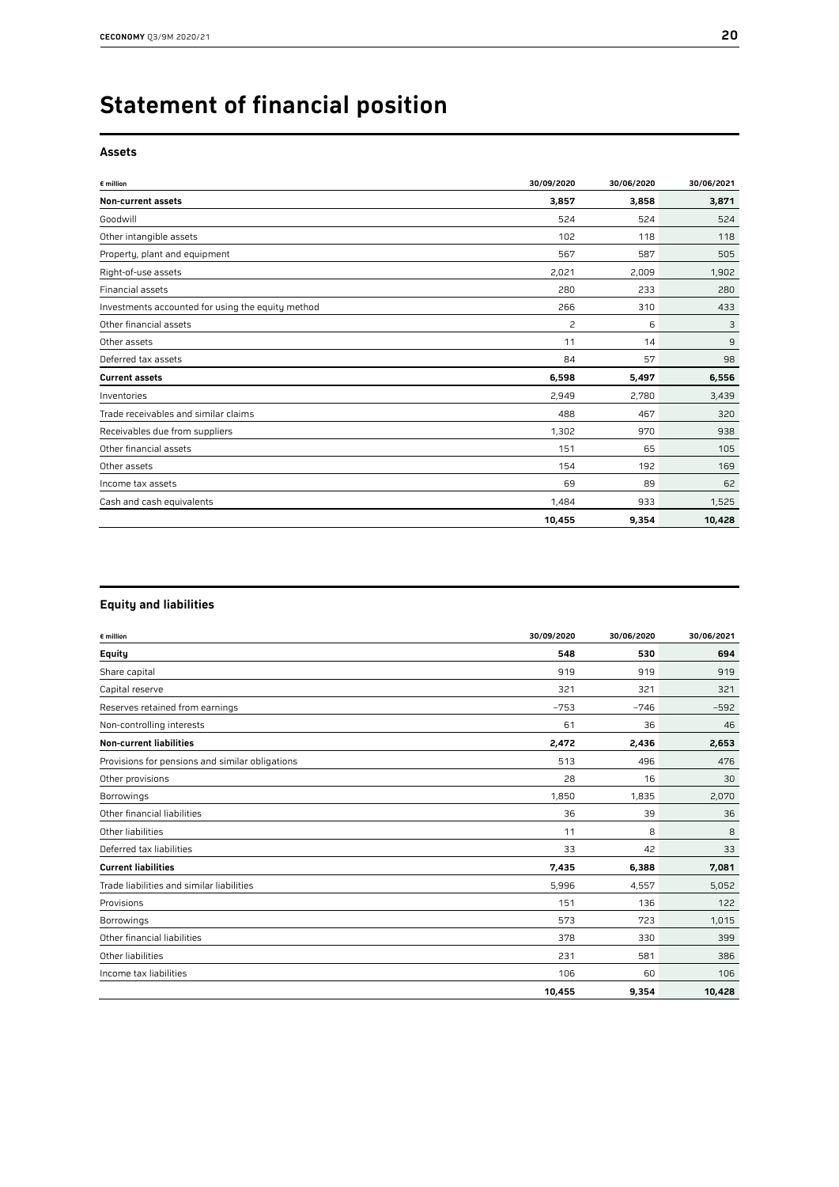# Statement of financial position

## Assets

| € million | 30/09/2020 | 30/06/2020 | 30/06/2021 |
|---|---|---|---|
| **Non-current assets** | **3,857** | **3,858** | **3,871** |
| Goodwill | 524 | 524 | 524 |
| Other intangible assets | 102 | 118 | 118 |
| Property, plant and equipment | 567 | 587 | 505 |
| Right-of-use assets | 2,021 | 2,009 | 1,902 |
| Financial assets | 280 | 233 | 280 |
| Investments accounted for using the equity method | 266 | 310 | 433 |
| Other financial assets | 2 | 6 | 3 |
| Other assets | 11 | 14 | 9 |
| Deferred tax assets | 84 | 57 | 98 |
| **Current assets** | **6,598** | **5,497** | **6,556** |
| Inventories | 2,949 | 2,780 | 3,439 |
| Trade receivables and similar claims | 488 | 467 | 320 |
| Receivables due from suppliers | 1,302 | 970 | 938 |
| Other financial assets | 151 | 65 | 105 |
| Other assets | 154 | 192 | 169 |
| Income tax assets | 69 | 89 | 62 |
| Cash and cash equivalents | 1,484 | 933 | 1,525 |
| | **10,455** | **9,354** | **10,428** |

## Equity and liabilities

| € million | 30/09/2020 | 30/06/2020 | 30/06/2021 |
|---|---|---|---|
| **Equity** | **548** | **530** | **694** |
| Share capital | 919 | 919 | 919 |
| Capital reserve | 321 | 321 | 321 |
| Reserves retained from earnings | −753 | −746 | −592 |
| Non-controlling interests | 61 | 36 | 46 |
| **Non-current liabilities** | **2,472** | **2,436** | **2,653** |
| Provisions for pensions and similar obligations | 513 | 496 | 476 |
| Other provisions | 28 | 16 | 30 |
| Borrowings | 1,850 | 1,835 | 2,070 |
| Other financial liabilities | 36 | 39 | 36 |
| Other liabilities | 11 | 8 | 8 |
| Deferred tax liabilities | 33 | 42 | 33 |
| **Current liabilities** | **7,435** | **6,388** | **7,081** |
| Trade liabilities and similar liabilities | 5,996 | 4,557 | 5,052 |
| Provisions | 151 | 136 | 122 |
| Borrowings | 573 | 723 | 1,015 |
| Other financial liabilities | 378 | 330 | 399 |
| Other liabilities | 231 | 581 | 386 |
| Income tax liabilities | 106 | 60 | 106 |
| | **10,455** | **9,354** | **10,428** |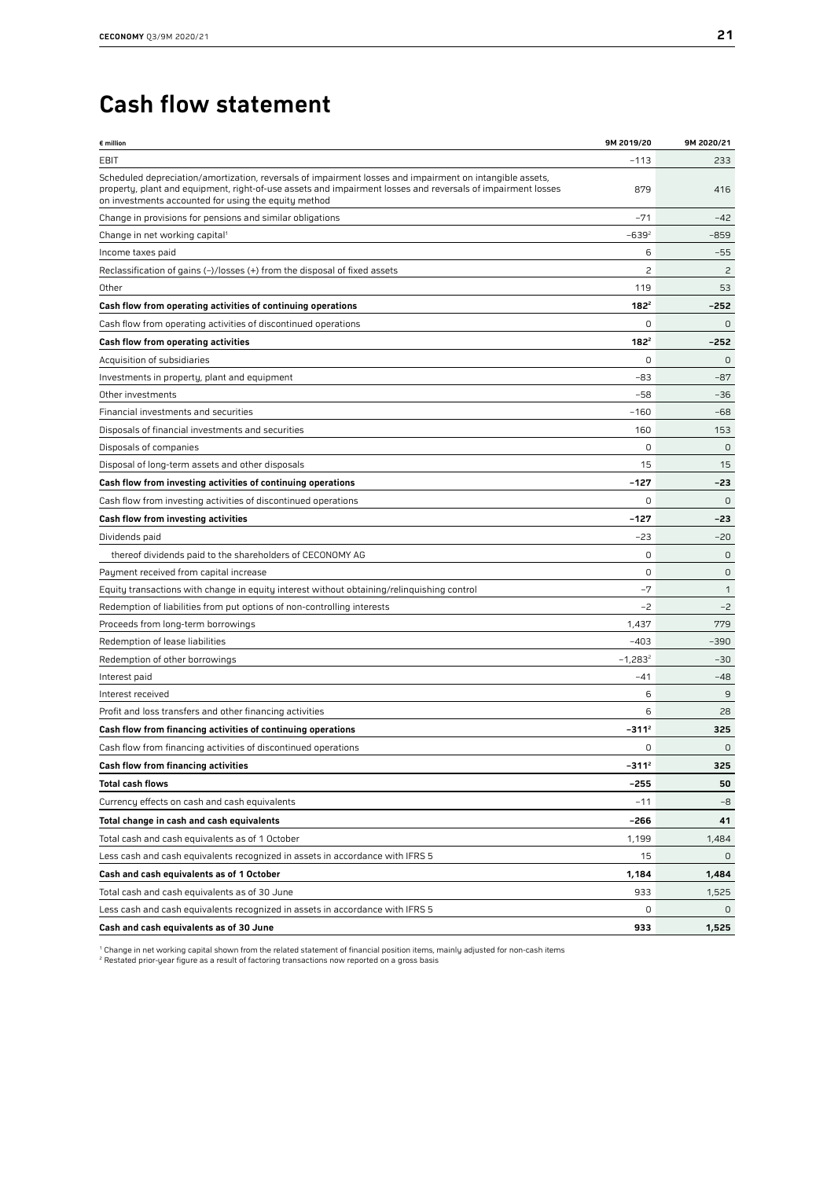# Cash flow statement

| € million | 9M 2019/20 | 9M 2020/21 |
|---|---|---|
| EBIT | −113 | 233 |
| Scheduled depreciation/amortization, reversals of impairment losses and impairment on intangible assets, property, plant and equipment, right-of-use assets and impairment losses and reversals of impairment losses on investments accounted for using the equity method | 879 | 416 |
| Change in provisions for pensions and similar obligations | −71 | −42 |
| Change in net working capital[1] | −639[2] | −859 |
| Income taxes paid | 6 | −55 |
| Reclassification of gains (−)/losses (+) from the disposal of fixed assets | 2 | 2 |
| Other | 119 | 53 |
| **Cash flow from operating activities of continuing operations** | **182[2]** | **−252** |
| Cash flow from operating activities of discontinued operations | 0 | 0 |
| **Cash flow from operating activities** | **182[2]** | **−252** |
| Acquisition of subsidiaries | 0 | 0 |
| Investments in property, plant and equipment | −83 | −87 |
| Other investments | −58 | −36 |
| Financial investments and securities | −160 | −68 |
| Disposals of financial investments and securities | 160 | 153 |
| Disposals of companies | 0 | 0 |
| Disposal of long-term assets and other disposals | 15 | 15 |
| **Cash flow from investing activities of continuing operations** | **−127** | **−23** |
| Cash flow from investing activities of discontinued operations | 0 | 0 |
| **Cash flow from investing activities** | **−127** | **−23** |
| Dividends paid | −23 | −20 |
| thereof dividends paid to the shareholders of CECONOMY AG | 0 | 0 |
| Payment received from capital increase | 0 | 0 |
| Equity transactions with change in equity interest without obtaining/relinquishing control | −7 | 1 |
| Redemption of liabilities from put options of non-controlling interests | −2 | −2 |
| Proceeds from long-term borrowings | 1,437 | 779 |
| Redemption of lease liabilities | −403 | −390 |
| Redemption of other borrowings | −1,283[2] | −30 |
| Interest paid | −41 | −48 |
| Interest received | 6 | 9 |
| Profit and loss transfers and other financing activities | 6 | 28 |
| **Cash flow from financing activities of continuing operations** | **−311[2]** | **325** |
| Cash flow from financing activities of discontinued operations | 0 | 0 |
| **Cash flow from financing activities** | **−311[2]** | **325** |
| **Total cash flows** | **−255** | **50** |
| Currency effects on cash and cash equivalents | −11 | −8 |
| **Total change in cash and cash equivalents** | **−266** | **41** |
| Total cash and cash equivalents as of 1 October | 1,199 | 1,484 |
| Less cash and cash equivalents recognized in assets in accordance with IFRS 5 | 15 | 0 |
| **Cash and cash equivalents as of 1 October** | **1,184** | **1,484** |
| Total cash and cash equivalents as of 30 June | 933 | 1,525 |
| Less cash and cash equivalents recognized in assets in accordance with IFRS 5 | 0 | 0 |
| **Cash and cash equivalents as of 30 June** | **933** | **1,525** |

[1] Change in net working capital shown from the related statement of financial position items, mainly adjusted for non-cash items
[2] Restated prior-year figure as a result of factoring transactions now reported on a gross basis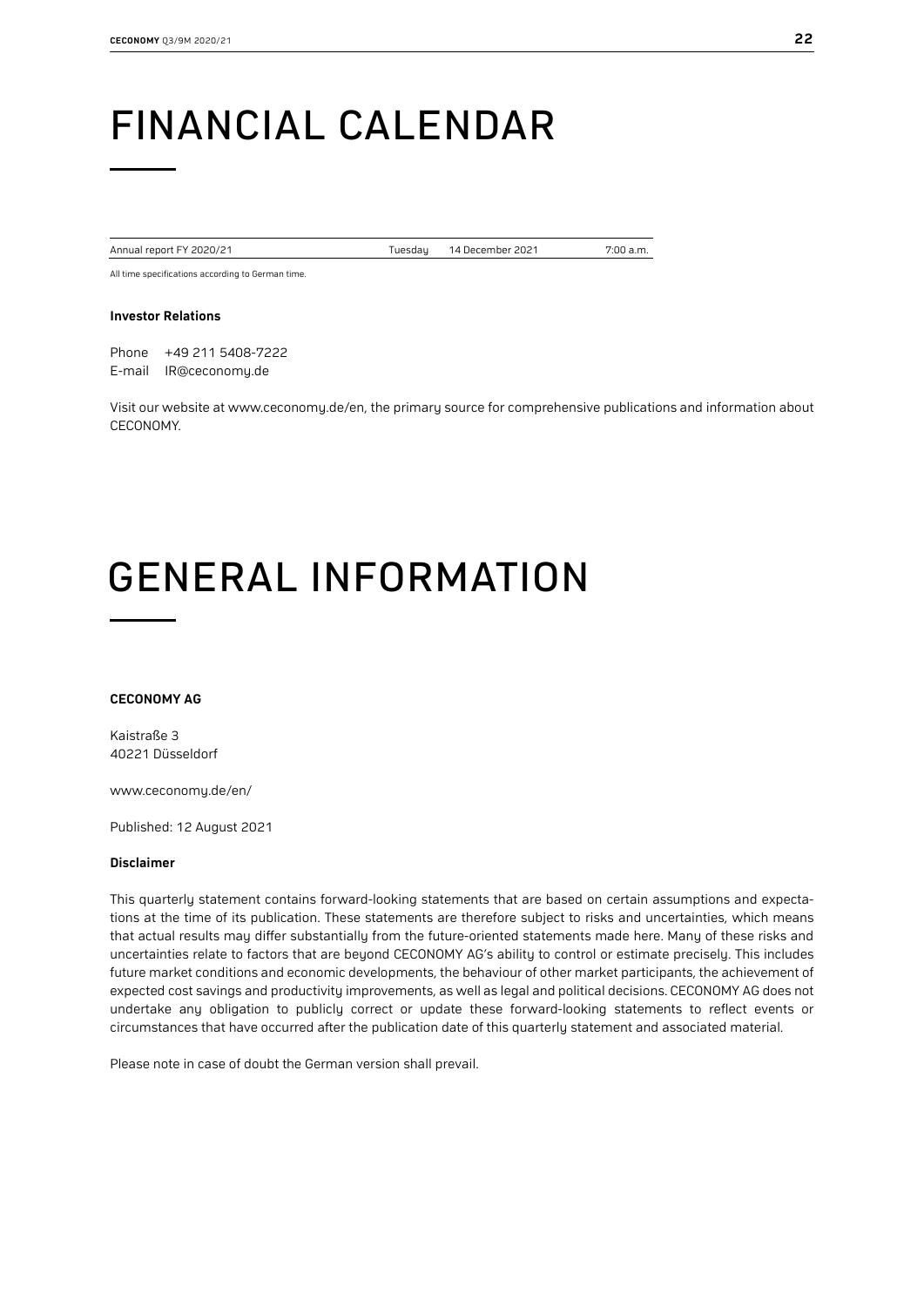# FINANCIAL CALENDAR

| | | | |
|---|---|---|---|
| Annual report FY 2020/21 | Tuesday | 14 December 2021 | 7:00 a.m. |

All time specifications according to German time.

**Investor Relations**

Phone +49 211 5408-7222
E-mail IR@ceconomy.de

Visit our website at www.ceconomy.de/en, the primary source for comprehensive publications and information about CECONOMY.

# GENERAL INFORMATION

**CECONOMY AG**

Kaistraße 3
40221 Düsseldorf

www.ceconomy.de/en/

Published: 12 August 2021

**Disclaimer**

This quarterly statement contains forward-looking statements that are based on certain assumptions and expectations at the time of its publication. These statements are therefore subject to risks and uncertainties, which means that actual results may differ substantially from the future-oriented statements made here. Many of these risks and uncertainties relate to factors that are beyond CECONOMY AG's ability to control or estimate precisely. This includes future market conditions and economic developments, the behaviour of other market participants, the achievement of expected cost savings and productivity improvements, as well as legal and political decisions. CECONOMY AG does not undertake any obligation to publicly correct or update these forward-looking statements to reflect events or circumstances that have occurred after the publication date of this quarterly statement and associated material.

Please note in case of doubt the German version shall prevail.